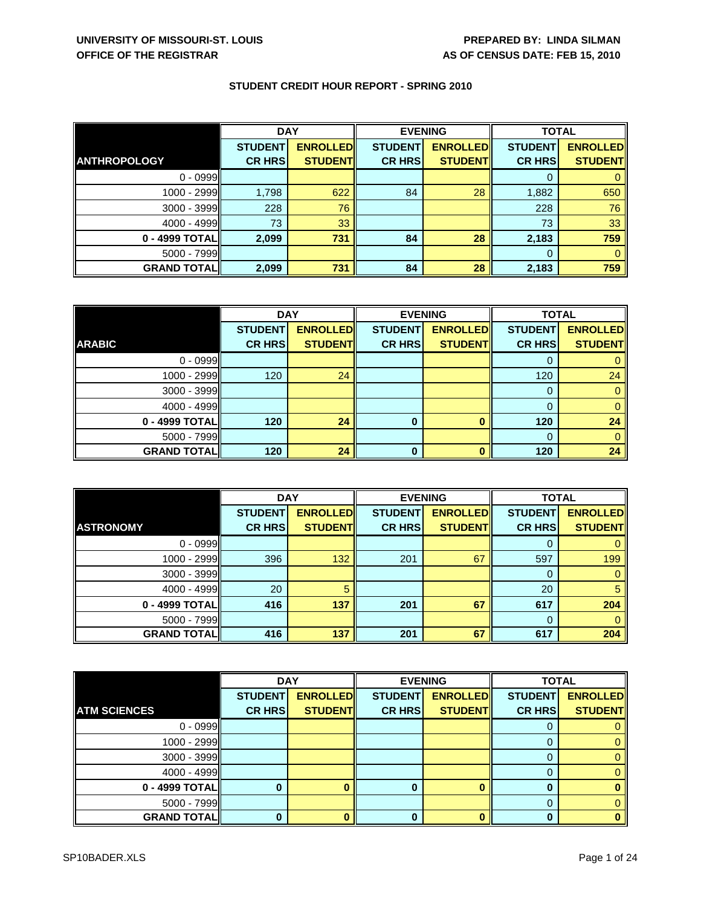**UNIVERSITY OF MISSOURI-ST. LOUIS**
**OFFICE OF THE REGISTRAR**

**PREPARED BY: LINDA SILMAN**
**AS OF CENSUS DATE: FEB 15, 2010**

## STUDENT CREDIT HOUR REPORT - SPRING 2010

| | DAY | | EVENING | | TOTAL | |
|---|---|---|---|---|---|---|
| **ANTHROPOLOGY** | **STUDENT CR HRS** | **ENROLLED STUDENT** | **STUDENT CR HRS** | **ENROLLED STUDENT** | **STUDENT CR HRS** | **ENROLLED STUDENT** |
| 0 - 0999 | | | | | 0 | 0 |
| 1000 - 2999 | 1,798 | 622 | 84 | 28 | 1,882 | 650 |
| 3000 - 3999 | 228 | 76 | | | 228 | 76 |
| 4000 - 4999 | 73 | 33 | | | 73 | 33 |
| **0 - 4999 TOTAL** | **2,099** | **731** | **84** | **28** | **2,183** | **759** |
| 5000 - 7999 | | | | | 0 | 0 |
| **GRAND TOTAL** | **2,099** | **731** | **84** | **28** | **2,183** | **759** |

| | DAY | | EVENING | | TOTAL | |
|---|---|---|---|---|---|---|
| **ARABIC** | **STUDENT CR HRS** | **ENROLLED STUDENT** | **STUDENT CR HRS** | **ENROLLED STUDENT** | **STUDENT CR HRS** | **ENROLLED STUDENT** |
| 0 - 0999 | | | | | 0 | 0 |
| 1000 - 2999 | 120 | 24 | | | 120 | 24 |
| 3000 - 3999 | | | | | 0 | 0 |
| 4000 - 4999 | | | | | 0 | 0 |
| **0 - 4999 TOTAL** | **120** | **24** | **0** | **0** | **120** | **24** |
| 5000 - 7999 | | | | | 0 | 0 |
| **GRAND TOTAL** | **120** | **24** | **0** | **0** | **120** | **24** |

| | DAY | | EVENING | | TOTAL | |
|---|---|---|---|---|---|---|
| **ASTRONOMY** | **STUDENT CR HRS** | **ENROLLED STUDENT** | **STUDENT CR HRS** | **ENROLLED STUDENT** | **STUDENT CR HRS** | **ENROLLED STUDENT** |
| 0 - 0999 | | | | | 0 | 0 |
| 1000 - 2999 | 396 | 132 | 201 | 67 | 597 | 199 |
| 3000 - 3999 | | | | | 0 | 0 |
| 4000 - 4999 | 20 | 5 | | | 20 | 5 |
| **0 - 4999 TOTAL** | **416** | **137** | **201** | **67** | **617** | **204** |
| 5000 - 7999 | | | | | 0 | 0 |
| **GRAND TOTAL** | **416** | **137** | **201** | **67** | **617** | **204** |

| | DAY | | EVENING | | TOTAL | |
|---|---|---|---|---|---|---|
| **ATM SCIENCES** | **STUDENT CR HRS** | **ENROLLED STUDENT** | **STUDENT CR HRS** | **ENROLLED STUDENT** | **STUDENT CR HRS** | **ENROLLED STUDENT** |
| 0 - 0999 | | | | | 0 | 0 |
| 1000 - 2999 | | | | | 0 | 0 |
| 3000 - 3999 | | | | | 0 | 0 |
| 4000 - 4999 | | | | | 0 | 0 |
| **0 - 4999 TOTAL** | **0** | **0** | **0** | **0** | **0** | **0** |
| 5000 - 7999 | | | | | 0 | 0 |
| **GRAND TOTAL** | **0** | **0** | **0** | **0** | **0** | **0** |

SP10BADER.XLS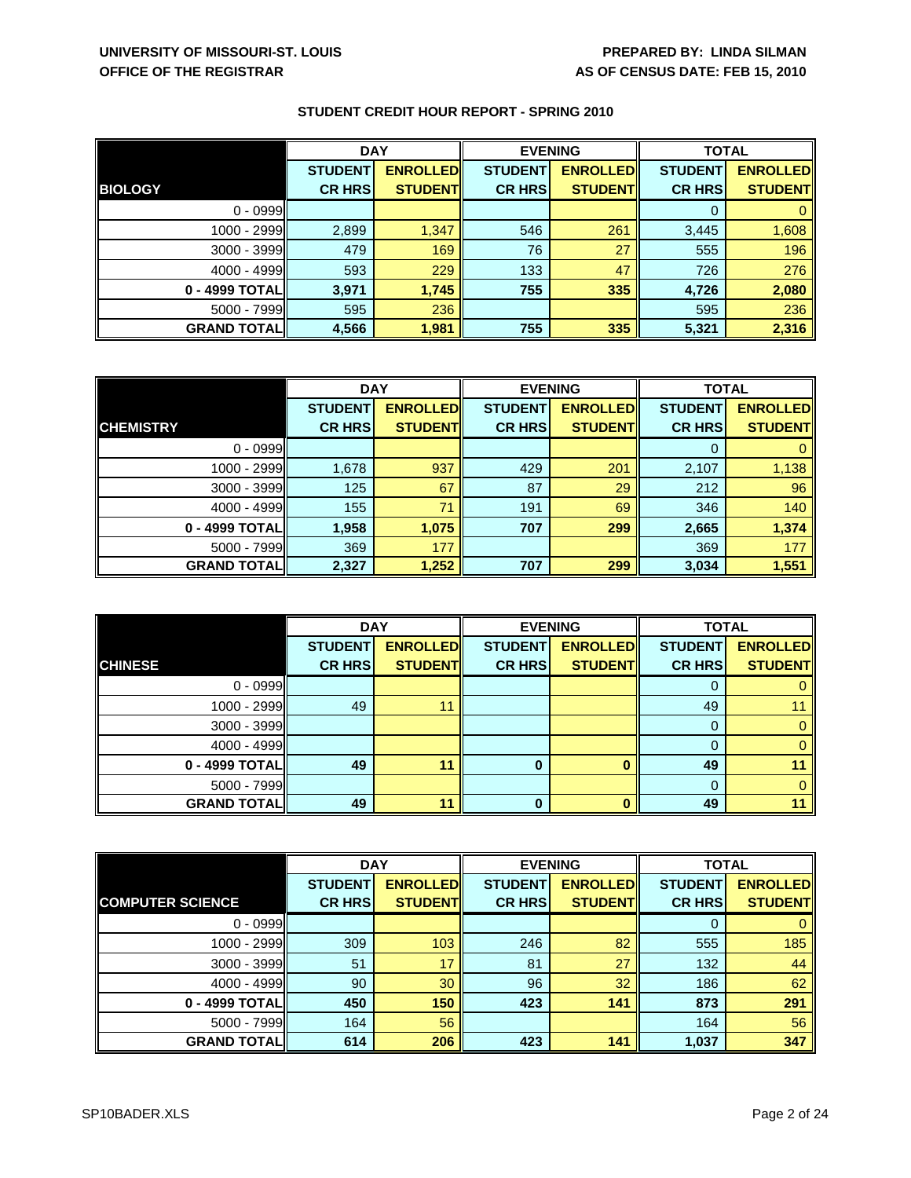**UNIVERSITY OF MISSOURI-ST. LOUIS**
**OFFICE OF THE REGISTRAR**

**PREPARED BY: LINDA SILMAN**
**AS OF CENSUS DATE: FEB 15, 2010**

## STUDENT CREDIT HOUR REPORT - SPRING 2010

| | DAY | | EVENING | | TOTAL | |
|---|---|---|---|---|---|---|
| **BIOLOGY** | **STUDENT CR HRS** | **ENROLLED STUDENT** | **STUDENT CR HRS** | **ENROLLED STUDENT** | **STUDENT CR HRS** | **ENROLLED STUDENT** |
| 0 - 0999 | | | | | 0 | 0 |
| 1000 - 2999 | 2,899 | 1,347 | 546 | 261 | 3,445 | 1,608 |
| 3000 - 3999 | 479 | 169 | 76 | 27 | 555 | 196 |
| 4000 - 4999 | 593 | 229 | 133 | 47 | 726 | 276 |
| **0 - 4999 TOTAL** | **3,971** | **1,745** | **755** | **335** | **4,726** | **2,080** |
| 5000 - 7999 | 595 | 236 | | | 595 | 236 |
| **GRAND TOTAL** | **4,566** | **1,981** | **755** | **335** | **5,321** | **2,316** |

| | DAY | | EVENING | | TOTAL | |
|---|---|---|---|---|---|---|
| **CHEMISTRY** | **STUDENT CR HRS** | **ENROLLED STUDENT** | **STUDENT CR HRS** | **ENROLLED STUDENT** | **STUDENT CR HRS** | **ENROLLED STUDENT** |
| 0 - 0999 | | | | | 0 | 0 |
| 1000 - 2999 | 1,678 | 937 | 429 | 201 | 2,107 | 1,138 |
| 3000 - 3999 | 125 | 67 | 87 | 29 | 212 | 96 |
| 4000 - 4999 | 155 | 71 | 191 | 69 | 346 | 140 |
| **0 - 4999 TOTAL** | **1,958** | **1,075** | **707** | **299** | **2,665** | **1,374** |
| 5000 - 7999 | 369 | 177 | | | 369 | 177 |
| **GRAND TOTAL** | **2,327** | **1,252** | **707** | **299** | **3,034** | **1,551** |

| | DAY | | EVENING | | TOTAL | |
|---|---|---|---|---|---|---|
| **CHINESE** | **STUDENT CR HRS** | **ENROLLED STUDENT** | **STUDENT CR HRS** | **ENROLLED STUDENT** | **STUDENT CR HRS** | **ENROLLED STUDENT** |
| 0 - 0999 | | | | | 0 | 0 |
| 1000 - 2999 | 49 | 11 | | | 49 | 11 |
| 3000 - 3999 | | | | | 0 | 0 |
| 4000 - 4999 | | | | | 0 | 0 |
| **0 - 4999 TOTAL** | **49** | **11** | **0** | **0** | **49** | **11** |
| 5000 - 7999 | | | | | 0 | 0 |
| **GRAND TOTAL** | **49** | **11** | **0** | **0** | **49** | **11** |

| | DAY | | EVENING | | TOTAL | |
|---|---|---|---|---|---|---|
| **COMPUTER SCIENCE** | **STUDENT CR HRS** | **ENROLLED STUDENT** | **STUDENT CR HRS** | **ENROLLED STUDENT** | **STUDENT CR HRS** | **ENROLLED STUDENT** |
| 0 - 0999 | | | | | 0 | 0 |
| 1000 - 2999 | 309 | 103 | 246 | 82 | 555 | 185 |
| 3000 - 3999 | 51 | 17 | 81 | 27 | 132 | 44 |
| 4000 - 4999 | 90 | 30 | 96 | 32 | 186 | 62 |
| **0 - 4999 TOTAL** | **450** | **150** | **423** | **141** | **873** | **291** |
| 5000 - 7999 | 164 | 56 | | | 164 | 56 |
| **GRAND TOTAL** | **614** | **206** | **423** | **141** | **1,037** | **347** |

SP10BADER.XLS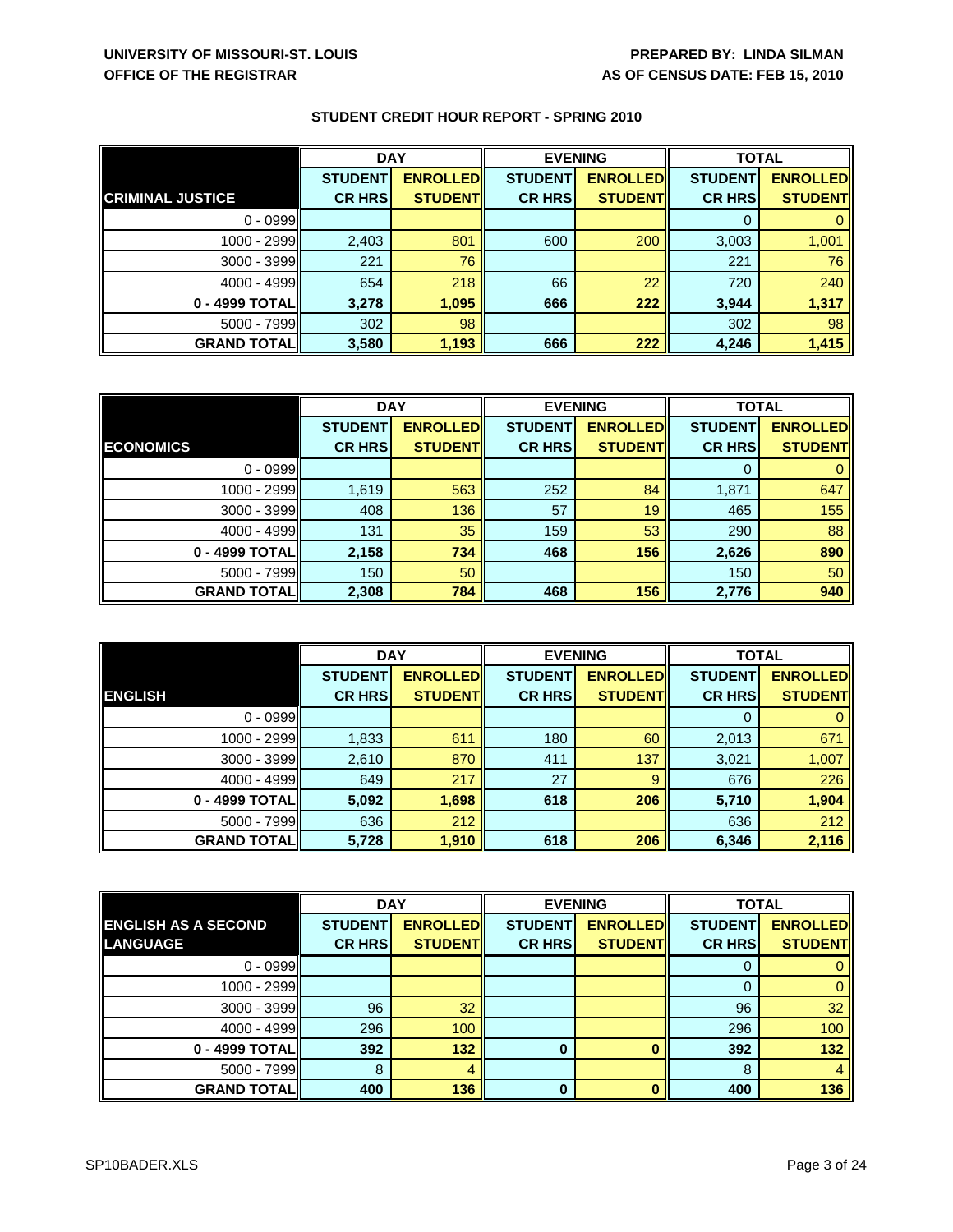UNIVERSITY OF MISSOURI-ST. LOUIS
OFFICE OF THE REGISTRAR

PREPARED BY: LINDA SILMAN
AS OF CENSUS DATE: FEB 15, 2010

## STUDENT CREDIT HOUR REPORT - SPRING 2010

| | DAY | | EVENING | | TOTAL | |
|---|---|---|---|---|---|---|
| **CRIMINAL JUSTICE** | **STUDENT CR HRS** | **ENROLLED STUDENT** | **STUDENT CR HRS** | **ENROLLED STUDENT** | **STUDENT CR HRS** | **ENROLLED STUDENT** |
| 0 - 0999 | | | | | 0 | 0 |
| 1000 - 2999 | 2,403 | 801 | 600 | 200 | 3,003 | 1,001 |
| 3000 - 3999 | 221 | 76 | | | 221 | 76 |
| 4000 - 4999 | 654 | 218 | 66 | 22 | 720 | 240 |
| **0 - 4999 TOTAL** | **3,278** | **1,095** | **666** | **222** | **3,944** | **1,317** |
| 5000 - 7999 | 302 | 98 | | | 302 | 98 |
| **GRAND TOTAL** | **3,580** | **1,193** | **666** | **222** | **4,246** | **1,415** |

| | DAY | | EVENING | | TOTAL | |
|---|---|---|---|---|---|---|
| **ECONOMICS** | **STUDENT CR HRS** | **ENROLLED STUDENT** | **STUDENT CR HRS** | **ENROLLED STUDENT** | **STUDENT CR HRS** | **ENROLLED STUDENT** |
| 0 - 0999 | | | | | 0 | 0 |
| 1000 - 2999 | 1,619 | 563 | 252 | 84 | 1,871 | 647 |
| 3000 - 3999 | 408 | 136 | 57 | 19 | 465 | 155 |
| 4000 - 4999 | 131 | 35 | 159 | 53 | 290 | 88 |
| **0 - 4999 TOTAL** | **2,158** | **734** | **468** | **156** | **2,626** | **890** |
| 5000 - 7999 | 150 | 50 | | | 150 | 50 |
| **GRAND TOTAL** | **2,308** | **784** | **468** | **156** | **2,776** | **940** |

| | DAY | | EVENING | | TOTAL | |
|---|---|---|---|---|---|---|
| **ENGLISH** | **STUDENT CR HRS** | **ENROLLED STUDENT** | **STUDENT CR HRS** | **ENROLLED STUDENT** | **STUDENT CR HRS** | **ENROLLED STUDENT** |
| 0 - 0999 | | | | | 0 | 0 |
| 1000 - 2999 | 1,833 | 611 | 180 | 60 | 2,013 | 671 |
| 3000 - 3999 | 2,610 | 870 | 411 | 137 | 3,021 | 1,007 |
| 4000 - 4999 | 649 | 217 | 27 | 9 | 676 | 226 |
| **0 - 4999 TOTAL** | **5,092** | **1,698** | **618** | **206** | **5,710** | **1,904** |
| 5000 - 7999 | 636 | 212 | | | 636 | 212 |
| **GRAND TOTAL** | **5,728** | **1,910** | **618** | **206** | **6,346** | **2,116** |

| | DAY | | EVENING | | TOTAL | |
|---|---|---|---|---|---|---|
| **ENGLISH AS A SECOND LANGUAGE** | **STUDENT CR HRS** | **ENROLLED STUDENT** | **STUDENT CR HRS** | **ENROLLED STUDENT** | **STUDENT CR HRS** | **ENROLLED STUDENT** |
| 0 - 0999 | | | | | 0 | 0 |
| 1000 - 2999 | | | | | 0 | 0 |
| 3000 - 3999 | 96 | 32 | | | 96 | 32 |
| 4000 - 4999 | 296 | 100 | | | 296 | 100 |
| **0 - 4999 TOTAL** | **392** | **132** | **0** | **0** | **392** | **132** |
| 5000 - 7999 | 8 | 4 | | | 8 | 4 |
| **GRAND TOTAL** | **400** | **136** | **0** | **0** | **400** | **136** |

SP10BADER.XLS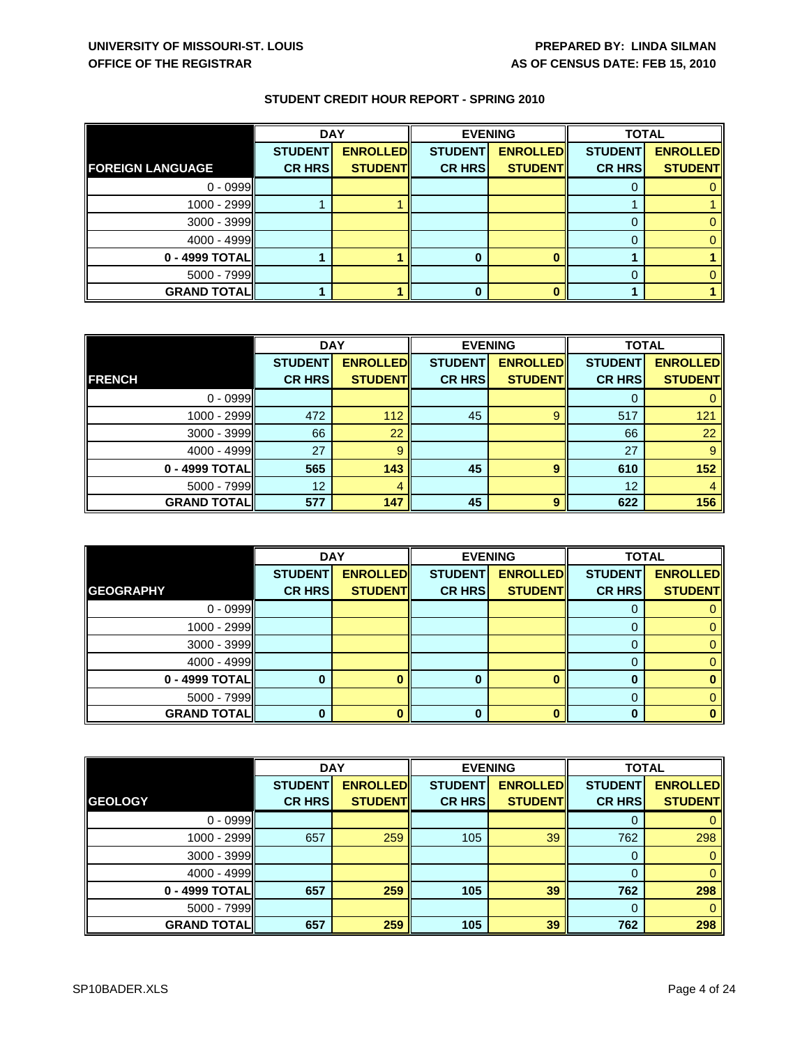**UNIVERSITY OF MISSOURI-ST. LOUIS**
**OFFICE OF THE REGISTRAR**

**PREPARED BY: LINDA SILMAN**
**AS OF CENSUS DATE: FEB 15, 2010**

## STUDENT CREDIT HOUR REPORT - SPRING 2010

| | DAY | | EVENING | | TOTAL | |
|---|---|---|---|---|---|---|
| **FOREIGN LANGUAGE** | **STUDENT CR HRS** | **ENROLLED STUDENT** | **STUDENT CR HRS** | **ENROLLED STUDENT** | **STUDENT CR HRS** | **ENROLLED STUDENT** |
| 0 - 0999 | | | | | 0 | 0 |
| 1000 - 2999 | 1 | 1 | | | 1 | 1 |
| 3000 - 3999 | | | | | 0 | 0 |
| 4000 - 4999 | | | | | 0 | 0 |
| **0 - 4999 TOTAL** | **1** | **1** | **0** | **0** | **1** | **1** |
| 5000 - 7999 | | | | | 0 | 0 |
| **GRAND TOTAL** | **1** | **1** | **0** | **0** | **1** | **1** |

| | DAY | | EVENING | | TOTAL | |
|---|---|---|---|---|---|---|
| **FRENCH** | **STUDENT CR HRS** | **ENROLLED STUDENT** | **STUDENT CR HRS** | **ENROLLED STUDENT** | **STUDENT CR HRS** | **ENROLLED STUDENT** |
| 0 - 0999 | | | | | 0 | 0 |
| 1000 - 2999 | 472 | 112 | 45 | 9 | 517 | 121 |
| 3000 - 3999 | 66 | 22 | | | 66 | 22 |
| 4000 - 4999 | 27 | 9 | | | 27 | 9 |
| **0 - 4999 TOTAL** | **565** | **143** | **45** | **9** | **610** | **152** |
| 5000 - 7999 | 12 | 4 | | | 12 | 4 |
| **GRAND TOTAL** | **577** | **147** | **45** | **9** | **622** | **156** |

| | DAY | | EVENING | | TOTAL | |
|---|---|---|---|---|---|---|
| **GEOGRAPHY** | **STUDENT CR HRS** | **ENROLLED STUDENT** | **STUDENT CR HRS** | **ENROLLED STUDENT** | **STUDENT CR HRS** | **ENROLLED STUDENT** |
| 0 - 0999 | | | | | 0 | 0 |
| 1000 - 2999 | | | | | 0 | 0 |
| 3000 - 3999 | | | | | 0 | 0 |
| 4000 - 4999 | | | | | 0 | 0 |
| **0 - 4999 TOTAL** | **0** | **0** | **0** | **0** | **0** | **0** |
| 5000 - 7999 | | | | | 0 | 0 |
| **GRAND TOTAL** | **0** | **0** | **0** | **0** | **0** | **0** |

| | DAY | | EVENING | | TOTAL | |
|---|---|---|---|---|---|---|
| **GEOLOGY** | **STUDENT CR HRS** | **ENROLLED STUDENT** | **STUDENT CR HRS** | **ENROLLED STUDENT** | **STUDENT CR HRS** | **ENROLLED STUDENT** |
| 0 - 0999 | | | | | 0 | 0 |
| 1000 - 2999 | 657 | 259 | 105 | 39 | 762 | 298 |
| 3000 - 3999 | | | | | 0 | 0 |
| 4000 - 4999 | | | | | 0 | 0 |
| **0 - 4999 TOTAL** | **657** | **259** | **105** | **39** | **762** | **298** |
| 5000 - 7999 | | | | | 0 | 0 |
| **GRAND TOTAL** | **657** | **259** | **105** | **39** | **762** | **298** |

SP10BADER.XLS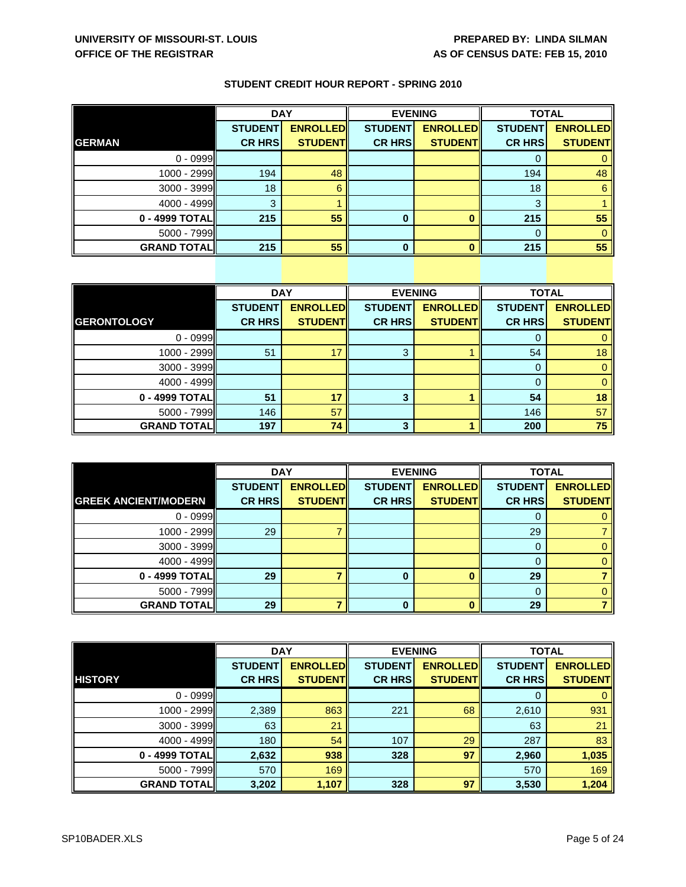UNIVERSITY OF MISSOURI-ST. LOUIS
OFFICE OF THE REGISTRAR

PREPARED BY: LINDA SILMAN
AS OF CENSUS DATE: FEB 15, 2010

## STUDENT CREDIT HOUR REPORT - SPRING 2010

| | DAY | | EVENING | | TOTAL | |
|---|---|---|---|---|---|---|
| **GERMAN** | **STUDENT CR HRS** | **ENROLLED STUDENT** | **STUDENT CR HRS** | **ENROLLED STUDENT** | **STUDENT CR HRS** | **ENROLLED STUDENT** |
| 0 - 0999 | | | | | 0 | 0 |
| 1000 - 2999 | 194 | 48 | | | 194 | 48 |
| 3000 - 3999 | 18 | 6 | | | 18 | 6 |
| 4000 - 4999 | 3 | 1 | | | 3 | 1 |
| **0 - 4999 TOTAL** | **215** | **55** | **0** | **0** | **215** | **55** |
| 5000 - 7999 | | | | | 0 | 0 |
| **GRAND TOTAL** | **215** | **55** | **0** | **0** | **215** | **55** |

| | DAY | | EVENING | | TOTAL | |
|---|---|---|---|---|---|---|
| **GERONTOLOGY** | **STUDENT CR HRS** | **ENROLLED STUDENT** | **STUDENT CR HRS** | **ENROLLED STUDENT** | **STUDENT CR HRS** | **ENROLLED STUDENT** |
| 0 - 0999 | | | | | 0 | 0 |
| 1000 - 2999 | 51 | 17 | 3 | 1 | 54 | 18 |
| 3000 - 3999 | | | | | 0 | 0 |
| 4000 - 4999 | | | | | 0 | 0 |
| **0 - 4999 TOTAL** | **51** | **17** | **3** | **1** | **54** | **18** |
| 5000 - 7999 | 146 | 57 | | | 146 | 57 |
| **GRAND TOTAL** | **197** | **74** | **3** | **1** | **200** | **75** |

| | DAY | | EVENING | | TOTAL | |
|---|---|---|---|---|---|---|
| **GREEK ANCIENT/MODERN** | **STUDENT CR HRS** | **ENROLLED STUDENT** | **STUDENT CR HRS** | **ENROLLED STUDENT** | **STUDENT CR HRS** | **ENROLLED STUDENT** |
| 0 - 0999 | | | | | 0 | 0 |
| 1000 - 2999 | 29 | 7 | | | 29 | 7 |
| 3000 - 3999 | | | | | 0 | 0 |
| 4000 - 4999 | | | | | 0 | 0 |
| **0 - 4999 TOTAL** | **29** | **7** | **0** | **0** | **29** | **7** |
| 5000 - 7999 | | | | | 0 | 0 |
| **GRAND TOTAL** | **29** | **7** | **0** | **0** | **29** | **7** |

| | DAY | | EVENING | | TOTAL | |
|---|---|---|---|---|---|---|
| **HISTORY** | **STUDENT CR HRS** | **ENROLLED STUDENT** | **STUDENT CR HRS** | **ENROLLED STUDENT** | **STUDENT CR HRS** | **ENROLLED STUDENT** |
| 0 - 0999 | | | | | 0 | 0 |
| 1000 - 2999 | 2,389 | 863 | 221 | 68 | 2,610 | 931 |
| 3000 - 3999 | 63 | 21 | | | 63 | 21 |
| 4000 - 4999 | 180 | 54 | 107 | 29 | 287 | 83 |
| **0 - 4999 TOTAL** | **2,632** | **938** | **328** | **97** | **2,960** | **1,035** |
| 5000 - 7999 | 570 | 169 | | | 570 | 169 |
| **GRAND TOTAL** | **3,202** | **1,107** | **328** | **97** | **3,530** | **1,204** |

SP10BADER.XLS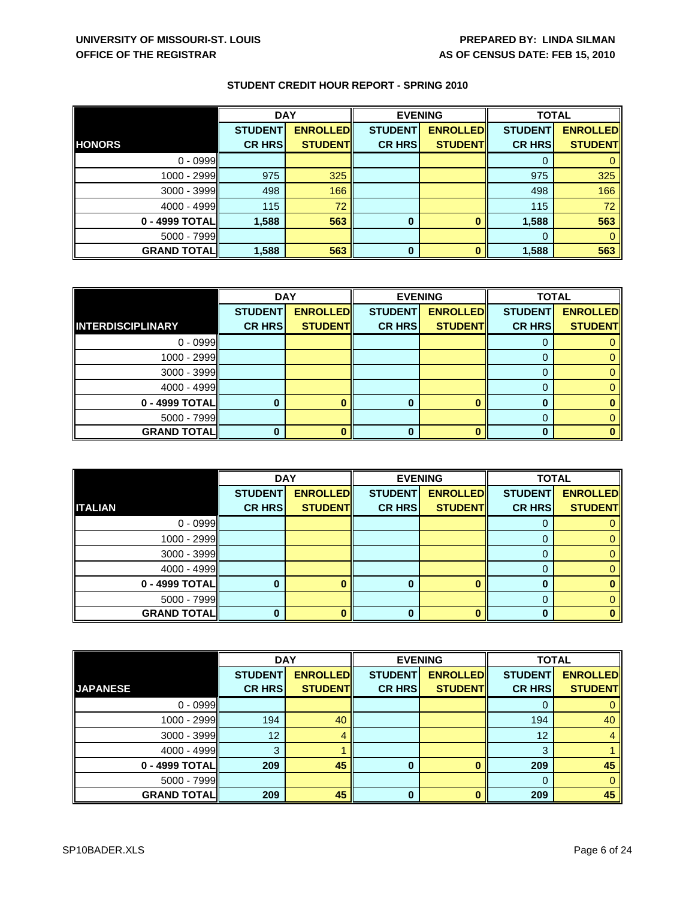UNIVERSITY OF MISSOURI-ST. LOUIS
OFFICE OF THE REGISTRAR

PREPARED BY: LINDA SILMAN
AS OF CENSUS DATE: FEB 15, 2010

## STUDENT CREDIT HOUR REPORT - SPRING 2010

| | DAY | | EVENING | | TOTAL | |
|---|---|---|---|---|---|---|
| **HONORS** | **STUDENT CR HRS** | **ENROLLED STUDENT** | **STUDENT CR HRS** | **ENROLLED STUDENT** | **STUDENT CR HRS** | **ENROLLED STUDENT** |
| 0 - 0999 | | | | | 0 | 0 |
| 1000 - 2999 | 975 | 325 | | | 975 | 325 |
| 3000 - 3999 | 498 | 166 | | | 498 | 166 |
| 4000 - 4999 | 115 | 72 | | | 115 | 72 |
| **0 - 4999 TOTAL** | **1,588** | **563** | **0** | **0** | **1,588** | **563** |
| 5000 - 7999 | | | | | 0 | 0 |
| **GRAND TOTAL** | **1,588** | **563** | **0** | **0** | **1,588** | **563** |

| | DAY | | EVENING | | TOTAL | |
|---|---|---|---|---|---|---|
| **INTERDISCIPLINARY** | **STUDENT CR HRS** | **ENROLLED STUDENT** | **STUDENT CR HRS** | **ENROLLED STUDENT** | **STUDENT CR HRS** | **ENROLLED STUDENT** |
| 0 - 0999 | | | | | 0 | 0 |
| 1000 - 2999 | | | | | 0 | 0 |
| 3000 - 3999 | | | | | 0 | 0 |
| 4000 - 4999 | | | | | 0 | 0 |
| **0 - 4999 TOTAL** | **0** | **0** | **0** | **0** | **0** | **0** |
| 5000 - 7999 | | | | | 0 | 0 |
| **GRAND TOTAL** | **0** | **0** | **0** | **0** | **0** | **0** |

| | DAY | | EVENING | | TOTAL | |
|---|---|---|---|---|---|---|
| **ITALIAN** | **STUDENT CR HRS** | **ENROLLED STUDENT** | **STUDENT CR HRS** | **ENROLLED STUDENT** | **STUDENT CR HRS** | **ENROLLED STUDENT** |
| 0 - 0999 | | | | | 0 | 0 |
| 1000 - 2999 | | | | | 0 | 0 |
| 3000 - 3999 | | | | | 0 | 0 |
| 4000 - 4999 | | | | | 0 | 0 |
| **0 - 4999 TOTAL** | **0** | **0** | **0** | **0** | **0** | **0** |
| 5000 - 7999 | | | | | 0 | 0 |
| **GRAND TOTAL** | **0** | **0** | **0** | **0** | **0** | **0** |

| | DAY | | EVENING | | TOTAL | |
|---|---|---|---|---|---|---|
| **JAPANESE** | **STUDENT CR HRS** | **ENROLLED STUDENT** | **STUDENT CR HRS** | **ENROLLED STUDENT** | **STUDENT CR HRS** | **ENROLLED STUDENT** |
| 0 - 0999 | | | | | 0 | 0 |
| 1000 - 2999 | 194 | 40 | | | 194 | 40 |
| 3000 - 3999 | 12 | 4 | | | 12 | 4 |
| 4000 - 4999 | 3 | 1 | | | 3 | 1 |
| **0 - 4999 TOTAL** | **209** | **45** | **0** | **0** | **209** | **45** |
| 5000 - 7999 | | | | | 0 | 0 |
| **GRAND TOTAL** | **209** | **45** | **0** | **0** | **209** | **45** |

SP10BADER.XLS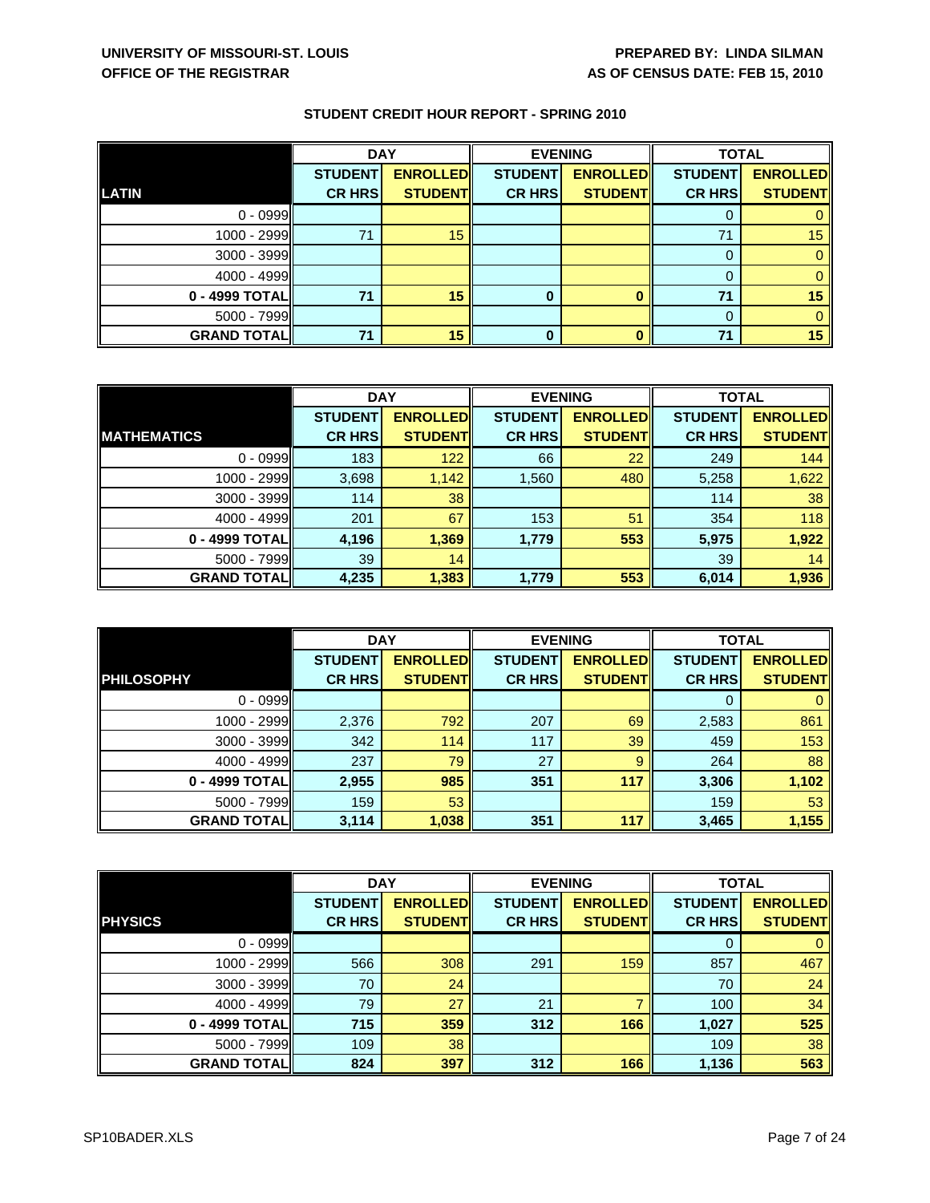UNIVERSITY OF MISSOURI-ST. LOUIS
OFFICE OF THE REGISTRAR

PREPARED BY: LINDA SILMAN
AS OF CENSUS DATE: FEB 15, 2010

## STUDENT CREDIT HOUR REPORT - SPRING 2010

| | DAY | | EVENING | | TOTAL | |
|---|---|---|---|---|---|---|
| **LATIN** | **STUDENT CR HRS** | **ENROLLED STUDENT** | **STUDENT CR HRS** | **ENROLLED STUDENT** | **STUDENT CR HRS** | **ENROLLED STUDENT** |
| 0 - 0999 | | | | | 0 | 0 |
| 1000 - 2999 | 71 | 15 | | | 71 | 15 |
| 3000 - 3999 | | | | | 0 | 0 |
| 4000 - 4999 | | | | | 0 | 0 |
| **0 - 4999 TOTAL** | **71** | **15** | **0** | **0** | **71** | **15** |
| 5000 - 7999 | | | | | 0 | 0 |
| **GRAND TOTAL** | **71** | **15** | **0** | **0** | **71** | **15** |

| | DAY | | EVENING | | TOTAL | |
|---|---|---|---|---|---|---|
| **MATHEMATICS** | **STUDENT CR HRS** | **ENROLLED STUDENT** | **STUDENT CR HRS** | **ENROLLED STUDENT** | **STUDENT CR HRS** | **ENROLLED STUDENT** |
| 0 - 0999 | 183 | 122 | 66 | 22 | 249 | 144 |
| 1000 - 2999 | 3,698 | 1,142 | 1,560 | 480 | 5,258 | 1,622 |
| 3000 - 3999 | 114 | 38 | | | 114 | 38 |
| 4000 - 4999 | 201 | 67 | 153 | 51 | 354 | 118 |
| **0 - 4999 TOTAL** | **4,196** | **1,369** | **1,779** | **553** | **5,975** | **1,922** |
| 5000 - 7999 | 39 | 14 | | | 39 | 14 |
| **GRAND TOTAL** | **4,235** | **1,383** | **1,779** | **553** | **6,014** | **1,936** |

| | DAY | | EVENING | | TOTAL | |
|---|---|---|---|---|---|---|
| **PHILOSOPHY** | **STUDENT CR HRS** | **ENROLLED STUDENT** | **STUDENT CR HRS** | **ENROLLED STUDENT** | **STUDENT CR HRS** | **ENROLLED STUDENT** |
| 0 - 0999 | | | | | 0 | 0 |
| 1000 - 2999 | 2,376 | 792 | 207 | 69 | 2,583 | 861 |
| 3000 - 3999 | 342 | 114 | 117 | 39 | 459 | 153 |
| 4000 - 4999 | 237 | 79 | 27 | 9 | 264 | 88 |
| **0 - 4999 TOTAL** | **2,955** | **985** | **351** | **117** | **3,306** | **1,102** |
| 5000 - 7999 | 159 | 53 | | | 159 | 53 |
| **GRAND TOTAL** | **3,114** | **1,038** | **351** | **117** | **3,465** | **1,155** |

| | DAY | | EVENING | | TOTAL | |
|---|---|---|---|---|---|---|
| **PHYSICS** | **STUDENT CR HRS** | **ENROLLED STUDENT** | **STUDENT CR HRS** | **ENROLLED STUDENT** | **STUDENT CR HRS** | **ENROLLED STUDENT** |
| 0 - 0999 | | | | | 0 | 0 |
| 1000 - 2999 | 566 | 308 | 291 | 159 | 857 | 467 |
| 3000 - 3999 | 70 | 24 | | | 70 | 24 |
| 4000 - 4999 | 79 | 27 | 21 | 7 | 100 | 34 |
| **0 - 4999 TOTAL** | **715** | **359** | **312** | **166** | **1,027** | **525** |
| 5000 - 7999 | 109 | 38 | | | 109 | 38 |
| **GRAND TOTAL** | **824** | **397** | **312** | **166** | **1,136** | **563** |

SP10BADER.XLS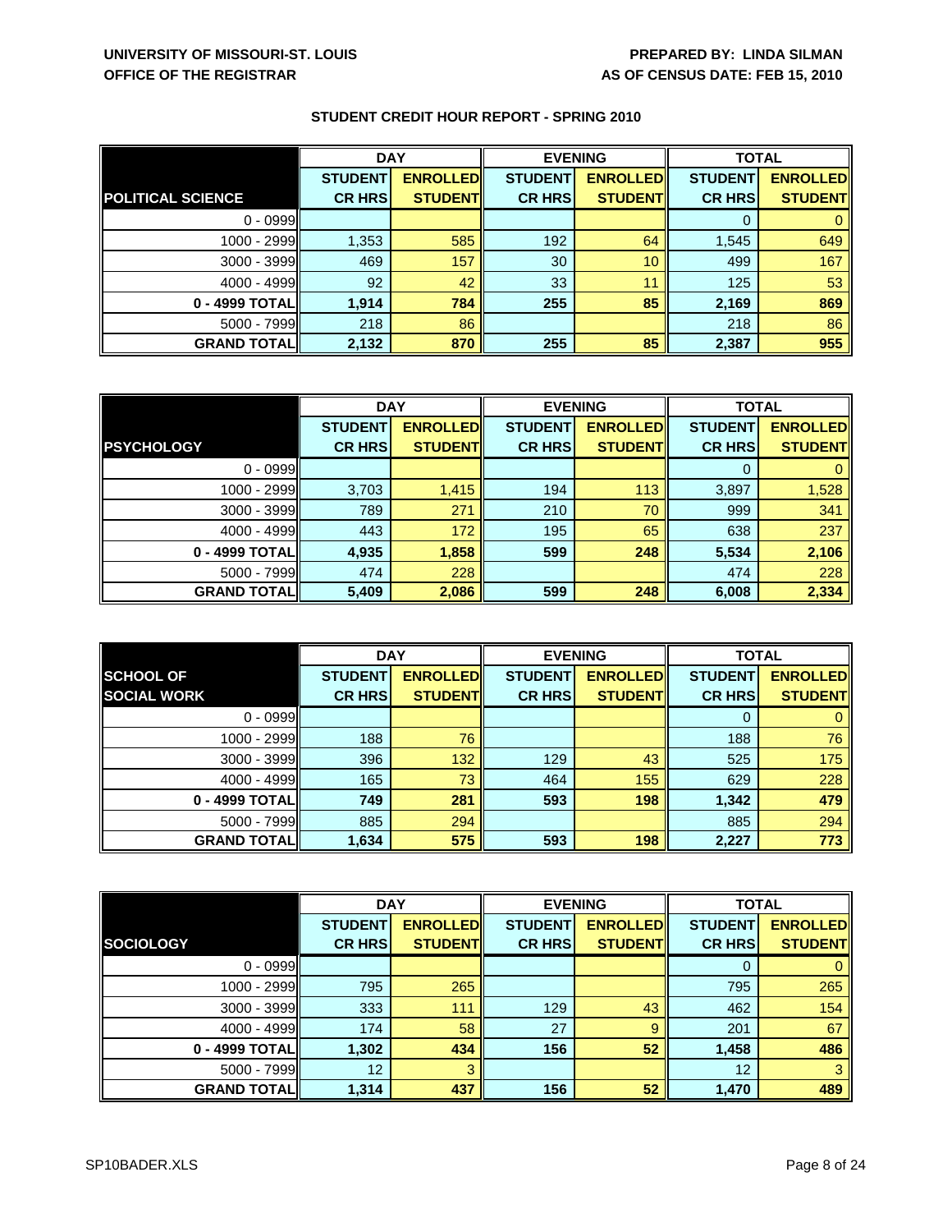UNIVERSITY OF MISSOURI-ST. LOUIS
OFFICE OF THE REGISTRAR

PREPARED BY: LINDA SILMAN
AS OF CENSUS DATE: FEB 15, 2010

## STUDENT CREDIT HOUR REPORT - SPRING 2010

| | DAY | | EVENING | | TOTAL | |
|---|---|---|---|---|---|---|
| **POLITICAL SCIENCE** | **STUDENT CR HRS** | **ENROLLED STUDENT** | **STUDENT CR HRS** | **ENROLLED STUDENT** | **STUDENT CR HRS** | **ENROLLED STUDENT** |
| 0 - 0999 | | | | | 0 | 0 |
| 1000 - 2999 | 1,353 | 585 | 192 | 64 | 1,545 | 649 |
| 3000 - 3999 | 469 | 157 | 30 | 10 | 499 | 167 |
| 4000 - 4999 | 92 | 42 | 33 | 11 | 125 | 53 |
| **0 - 4999 TOTAL** | **1,914** | **784** | **255** | **85** | **2,169** | **869** |
| 5000 - 7999 | 218 | 86 | | | 218 | 86 |
| **GRAND TOTAL** | **2,132** | **870** | **255** | **85** | **2,387** | **955** |

| | DAY | | EVENING | | TOTAL | |
|---|---|---|---|---|---|---|
| **PSYCHOLOGY** | **STUDENT CR HRS** | **ENROLLED STUDENT** | **STUDENT CR HRS** | **ENROLLED STUDENT** | **STUDENT CR HRS** | **ENROLLED STUDENT** |
| 0 - 0999 | | | | | 0 | 0 |
| 1000 - 2999 | 3,703 | 1,415 | 194 | 113 | 3,897 | 1,528 |
| 3000 - 3999 | 789 | 271 | 210 | 70 | 999 | 341 |
| 4000 - 4999 | 443 | 172 | 195 | 65 | 638 | 237 |
| **0 - 4999 TOTAL** | **4,935** | **1,858** | **599** | **248** | **5,534** | **2,106** |
| 5000 - 7999 | 474 | 228 | | | 474 | 228 |
| **GRAND TOTAL** | **5,409** | **2,086** | **599** | **248** | **6,008** | **2,334** |

| | DAY | | EVENING | | TOTAL | |
|---|---|---|---|---|---|---|
| **SCHOOL OF SOCIAL WORK** | **STUDENT CR HRS** | **ENROLLED STUDENT** | **STUDENT CR HRS** | **ENROLLED STUDENT** | **STUDENT CR HRS** | **ENROLLED STUDENT** |
| 0 - 0999 | | | | | 0 | 0 |
| 1000 - 2999 | 188 | 76 | | | 188 | 76 |
| 3000 - 3999 | 396 | 132 | 129 | 43 | 525 | 175 |
| 4000 - 4999 | 165 | 73 | 464 | 155 | 629 | 228 |
| **0 - 4999 TOTAL** | **749** | **281** | **593** | **198** | **1,342** | **479** |
| 5000 - 7999 | 885 | 294 | | | 885 | 294 |
| **GRAND TOTAL** | **1,634** | **575** | **593** | **198** | **2,227** | **773** |

| | DAY | | EVENING | | TOTAL | |
|---|---|---|---|---|---|---|
| **SOCIOLOGY** | **STUDENT CR HRS** | **ENROLLED STUDENT** | **STUDENT CR HRS** | **ENROLLED STUDENT** | **STUDENT CR HRS** | **ENROLLED STUDENT** |
| 0 - 0999 | | | | | 0 | 0 |
| 1000 - 2999 | 795 | 265 | | | 795 | 265 |
| 3000 - 3999 | 333 | 111 | 129 | 43 | 462 | 154 |
| 4000 - 4999 | 174 | 58 | 27 | 9 | 201 | 67 |
| **0 - 4999 TOTAL** | **1,302** | **434** | **156** | **52** | **1,458** | **486** |
| 5000 - 7999 | 12 | 3 | | | 12 | 3 |
| **GRAND TOTAL** | **1,314** | **437** | **156** | **52** | **1,470** | **489** |

SP10BADER.XLS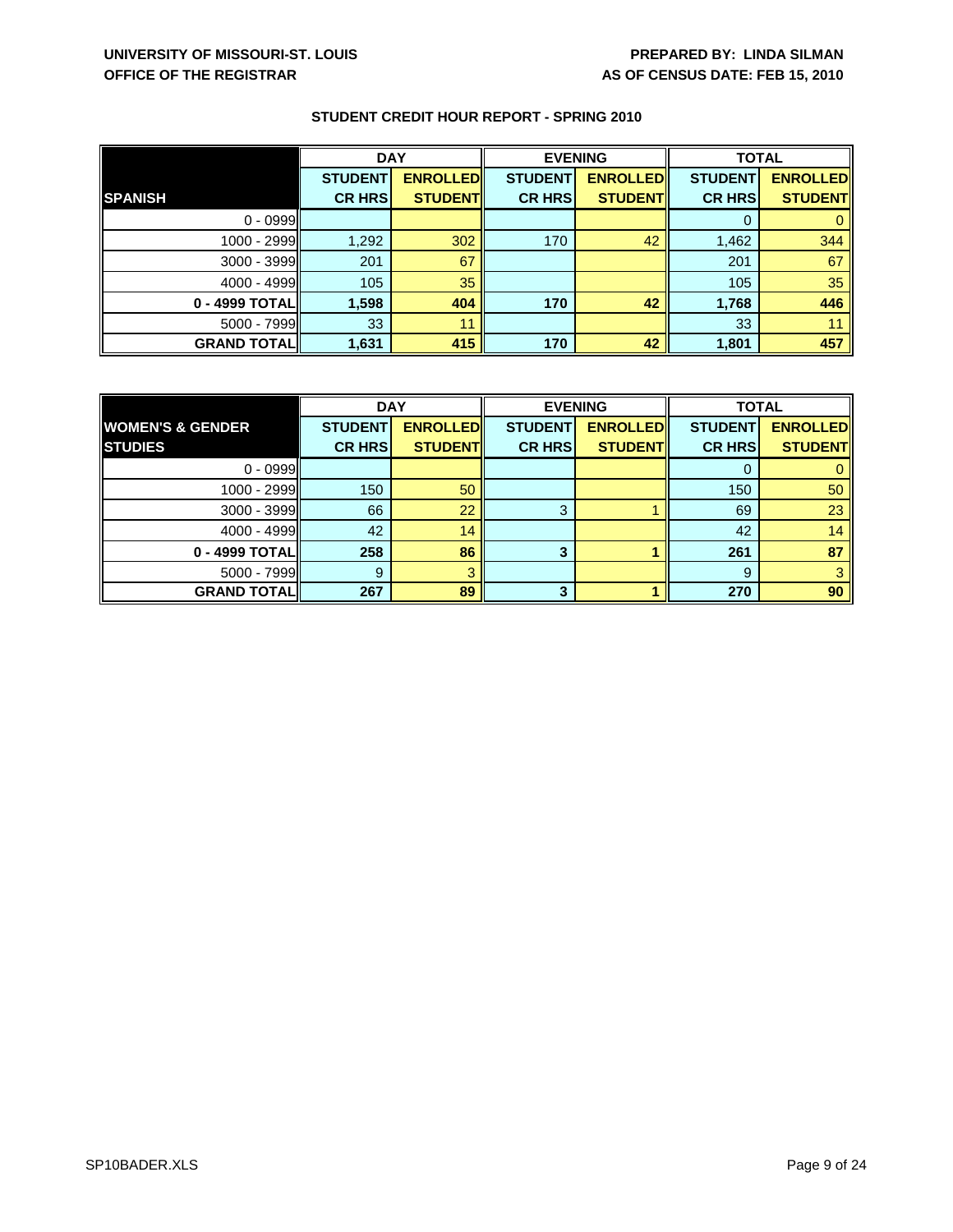**UNIVERSITY OF MISSOURI-ST. LOUIS**
**OFFICE OF THE REGISTRAR**

**PREPARED BY: LINDA SILMAN**
**AS OF CENSUS DATE: FEB 15, 2010**

## STUDENT CREDIT HOUR REPORT - SPRING 2010

| | DAY | | EVENING | | TOTAL | |
|---|---|---|---|---|---|---|
| **SPANISH** | **STUDENT CR HRS** | **ENROLLED STUDENT** | **STUDENT CR HRS** | **ENROLLED STUDENT** | **STUDENT CR HRS** | **ENROLLED STUDENT** |
| 0 - 0999 | | | | | 0 | 0 |
| 1000 - 2999 | 1,292 | 302 | 170 | 42 | 1,462 | 344 |
| 3000 - 3999 | 201 | 67 | | | 201 | 67 |
| 4000 - 4999 | 105 | 35 | | | 105 | 35 |
| **0 - 4999 TOTAL** | **1,598** | **404** | **170** | **42** | **1,768** | **446** |
| 5000 - 7999 | 33 | 11 | | | 33 | 11 |
| **GRAND TOTAL** | **1,631** | **415** | **170** | **42** | **1,801** | **457** |

| | DAY | | EVENING | | TOTAL | |
|---|---|---|---|---|---|---|
| **WOMEN'S & GENDER STUDIES** | **STUDENT CR HRS** | **ENROLLED STUDENT** | **STUDENT CR HRS** | **ENROLLED STUDENT** | **STUDENT CR HRS** | **ENROLLED STUDENT** |
| 0 - 0999 | | | | | 0 | 0 |
| 1000 - 2999 | 150 | 50 | | | 150 | 50 |
| 3000 - 3999 | 66 | 22 | 3 | 1 | 69 | 23 |
| 4000 - 4999 | 42 | 14 | | | 42 | 14 |
| **0 - 4999 TOTAL** | **258** | **86** | **3** | **1** | **261** | **87** |
| 5000 - 7999 | 9 | 3 | | | 9 | 3 |
| **GRAND TOTAL** | **267** | **89** | **3** | **1** | **270** | **90** |

SP10BADER.XLS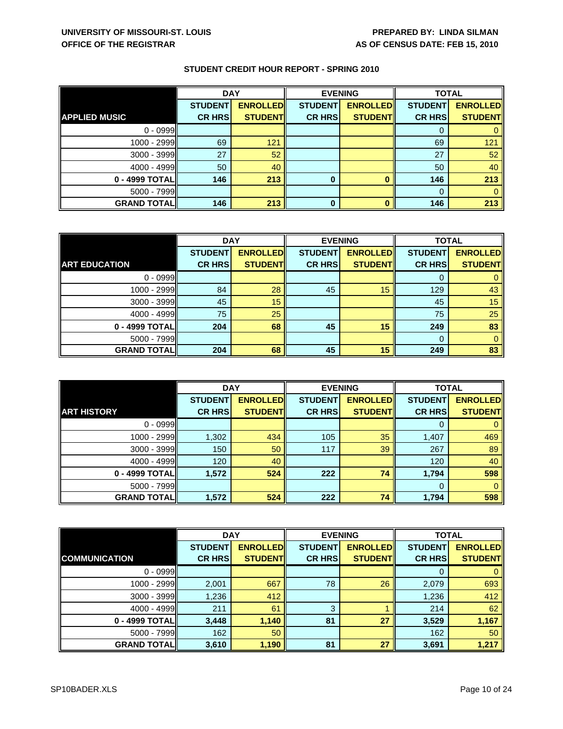UNIVERSITY OF MISSOURI-ST. LOUIS
OFFICE OF THE REGISTRAR

PREPARED BY: LINDA SILMAN
AS OF CENSUS DATE: FEB 15, 2010

## STUDENT CREDIT HOUR REPORT - SPRING 2010

| | DAY | | EVENING | | TOTAL | |
|---|---|---|---|---|---|---|
| **APPLIED MUSIC** | **STUDENT CR HRS** | **ENROLLED STUDENT** | **STUDENT CR HRS** | **ENROLLED STUDENT** | **STUDENT CR HRS** | **ENROLLED STUDENT** |
| 0 - 0999 | | | | | 0 | 0 |
| 1000 - 2999 | 69 | 121 | | | 69 | 121 |
| 3000 - 3999 | 27 | 52 | | | 27 | 52 |
| 4000 - 4999 | 50 | 40 | | | 50 | 40 |
| **0 - 4999 TOTAL** | **146** | **213** | **0** | **0** | **146** | **213** |
| 5000 - 7999 | | | | | 0 | 0 |
| **GRAND TOTAL** | **146** | **213** | **0** | **0** | **146** | **213** |

| | DAY | | EVENING | | TOTAL | |
|---|---|---|---|---|---|---|
| **ART EDUCATION** | **STUDENT CR HRS** | **ENROLLED STUDENT** | **STUDENT CR HRS** | **ENROLLED STUDENT** | **STUDENT CR HRS** | **ENROLLED STUDENT** |
| 0 - 0999 | | | | | 0 | 0 |
| 1000 - 2999 | 84 | 28 | 45 | 15 | 129 | 43 |
| 3000 - 3999 | 45 | 15 | | | 45 | 15 |
| 4000 - 4999 | 75 | 25 | | | 75 | 25 |
| **0 - 4999 TOTAL** | **204** | **68** | **45** | **15** | **249** | **83** |
| 5000 - 7999 | | | | | 0 | 0 |
| **GRAND TOTAL** | **204** | **68** | **45** | **15** | **249** | **83** |

| | DAY | | EVENING | | TOTAL | |
|---|---|---|---|---|---|---|
| **ART HISTORY** | **STUDENT CR HRS** | **ENROLLED STUDENT** | **STUDENT CR HRS** | **ENROLLED STUDENT** | **STUDENT CR HRS** | **ENROLLED STUDENT** |
| 0 - 0999 | | | | | 0 | 0 |
| 1000 - 2999 | 1,302 | 434 | 105 | 35 | 1,407 | 469 |
| 3000 - 3999 | 150 | 50 | 117 | 39 | 267 | 89 |
| 4000 - 4999 | 120 | 40 | | | 120 | 40 |
| **0 - 4999 TOTAL** | **1,572** | **524** | **222** | **74** | **1,794** | **598** |
| 5000 - 7999 | | | | | 0 | 0 |
| **GRAND TOTAL** | **1,572** | **524** | **222** | **74** | **1,794** | **598** |

| | DAY | | EVENING | | TOTAL | |
|---|---|---|---|---|---|---|
| **COMMUNICATION** | **STUDENT CR HRS** | **ENROLLED STUDENT** | **STUDENT CR HRS** | **ENROLLED STUDENT** | **STUDENT CR HRS** | **ENROLLED STUDENT** |
| 0 - 0999 | | | | | 0 | 0 |
| 1000 - 2999 | 2,001 | 667 | 78 | 26 | 2,079 | 693 |
| 3000 - 3999 | 1,236 | 412 | | | 1,236 | 412 |
| 4000 - 4999 | 211 | 61 | 3 | 1 | 214 | 62 |
| **0 - 4999 TOTAL** | **3,448** | **1,140** | **81** | **27** | **3,529** | **1,167** |
| 5000 - 7999 | 162 | 50 | | | 162 | 50 |
| **GRAND TOTAL** | **3,610** | **1,190** | **81** | **27** | **3,691** | **1,217** |

SP10BADER.XLS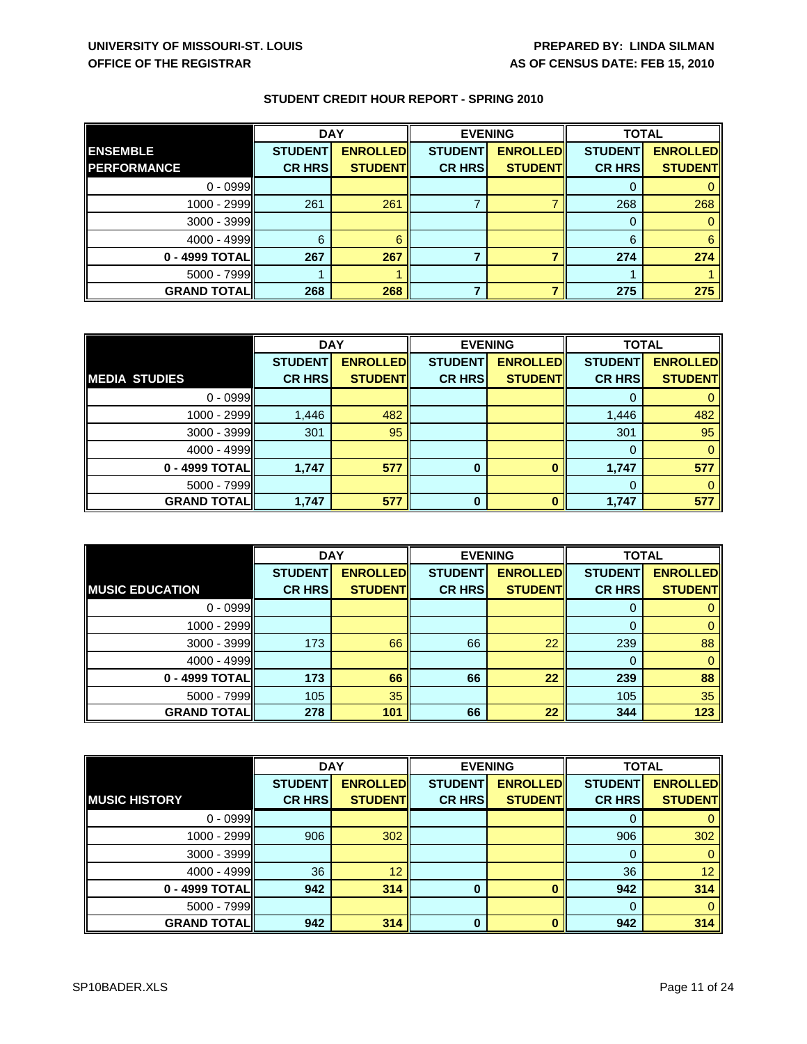UNIVERSITY OF MISSOURI-ST. LOUIS
OFFICE OF THE REGISTRAR

PREPARED BY: LINDA SILMAN
AS OF CENSUS DATE: FEB 15, 2010

## STUDENT CREDIT HOUR REPORT - SPRING 2010

| ENSEMBLE PERFORMANCE | DAY | | EVENING | | TOTAL | |
|---|---|---|---|---|---|---|
| | STUDENT CR HRS | ENROLLED STUDENT | STUDENT CR HRS | ENROLLED STUDENT | STUDENT CR HRS | ENROLLED STUDENT |
| 0 - 0999 | | | | | 0 | 0 |
| 1000 - 2999 | 261 | 261 | 7 | 7 | 268 | 268 |
| 3000 - 3999 | | | | | 0 | 0 |
| 4000 - 4999 | 6 | 6 | | | 6 | 6 |
| **0 - 4999 TOTAL** | **267** | **267** | **7** | **7** | **274** | **274** |
| 5000 - 7999 | 1 | 1 | | | 1 | 1 |
| **GRAND TOTAL** | **268** | **268** | **7** | **7** | **275** | **275** |

| MEDIA STUDIES | DAY | | EVENING | | TOTAL | |
|---|---|---|---|---|---|---|
| | STUDENT CR HRS | ENROLLED STUDENT | STUDENT CR HRS | ENROLLED STUDENT | STUDENT CR HRS | ENROLLED STUDENT |
| 0 - 0999 | | | | | 0 | 0 |
| 1000 - 2999 | 1,446 | 482 | | | 1,446 | 482 |
| 3000 - 3999 | 301 | 95 | | | 301 | 95 |
| 4000 - 4999 | | | | | 0 | 0 |
| **0 - 4999 TOTAL** | **1,747** | **577** | **0** | **0** | **1,747** | **577** |
| 5000 - 7999 | | | | | 0 | 0 |
| **GRAND TOTAL** | **1,747** | **577** | **0** | **0** | **1,747** | **577** |

| MUSIC EDUCATION | DAY | | EVENING | | TOTAL | |
|---|---|---|---|---|---|---|
| | STUDENT CR HRS | ENROLLED STUDENT | STUDENT CR HRS | ENROLLED STUDENT | STUDENT CR HRS | ENROLLED STUDENT |
| 0 - 0999 | | | | | 0 | 0 |
| 1000 - 2999 | | | | | 0 | 0 |
| 3000 - 3999 | 173 | 66 | 66 | 22 | 239 | 88 |
| 4000 - 4999 | | | | | 0 | 0 |
| **0 - 4999 TOTAL** | **173** | **66** | **66** | **22** | **239** | **88** |
| 5000 - 7999 | 105 | 35 | | | 105 | 35 |
| **GRAND TOTAL** | **278** | **101** | **66** | **22** | **344** | **123** |

| MUSIC HISTORY | DAY | | EVENING | | TOTAL | |
|---|---|---|---|---|---|---|
| | STUDENT CR HRS | ENROLLED STUDENT | STUDENT CR HRS | ENROLLED STUDENT | STUDENT CR HRS | ENROLLED STUDENT |
| 0 - 0999 | | | | | 0 | 0 |
| 1000 - 2999 | 906 | 302 | | | 906 | 302 |
| 3000 - 3999 | | | | | 0 | 0 |
| 4000 - 4999 | 36 | 12 | | | 36 | 12 |
| **0 - 4999 TOTAL** | **942** | **314** | **0** | **0** | **942** | **314** |
| 5000 - 7999 | | | | | 0 | 0 |
| **GRAND TOTAL** | **942** | **314** | **0** | **0** | **942** | **314** |

SP10BADER.XLS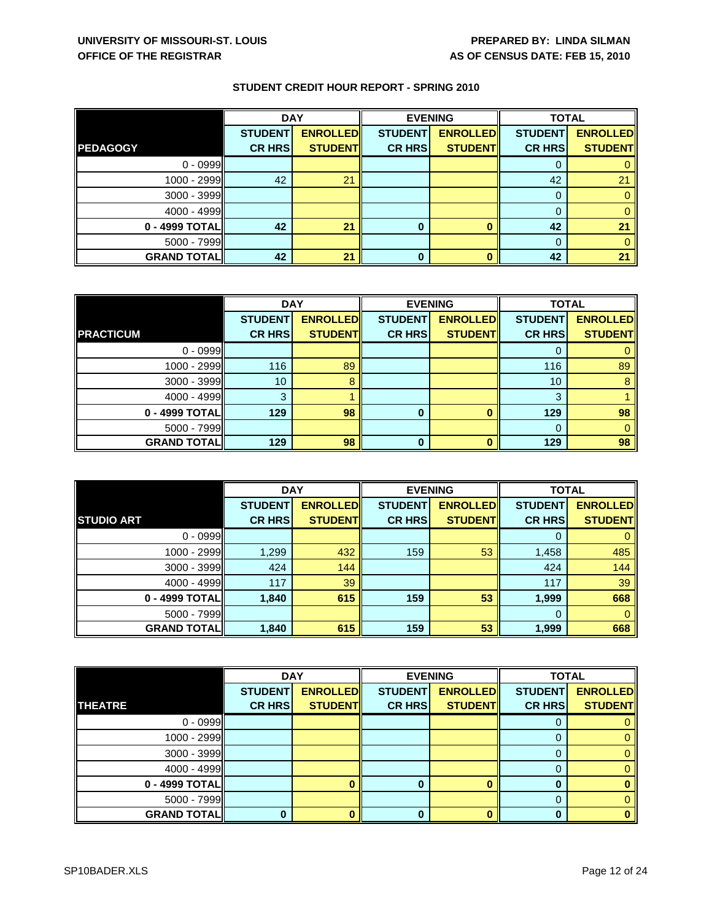UNIVERSITY OF MISSOURI-ST. LOUIS
OFFICE OF THE REGISTRAR

PREPARED BY: LINDA SILMAN
AS OF CENSUS DATE: FEB 15, 2010

## STUDENT CREDIT HOUR REPORT - SPRING 2010

| | DAY | | EVENING | | TOTAL | |
|---|---|---|---|---|---|---|
| **PEDAGOGY** | **STUDENT CR HRS** | **ENROLLED STUDENT** | **STUDENT CR HRS** | **ENROLLED STUDENT** | **STUDENT CR HRS** | **ENROLLED STUDENT** |
| 0 - 0999 | | | | | 0 | 0 |
| 1000 - 2999 | 42 | 21 | | | 42 | 21 |
| 3000 - 3999 | | | | | 0 | 0 |
| 4000 - 4999 | | | | | 0 | 0 |
| **0 - 4999 TOTAL** | **42** | **21** | **0** | **0** | **42** | **21** |
| 5000 - 7999 | | | | | 0 | 0 |
| **GRAND TOTAL** | **42** | **21** | **0** | **0** | **42** | **21** |

| | DAY | | EVENING | | TOTAL | |
|---|---|---|---|---|---|---|
| **PRACTICUM** | **STUDENT CR HRS** | **ENROLLED STUDENT** | **STUDENT CR HRS** | **ENROLLED STUDENT** | **STUDENT CR HRS** | **ENROLLED STUDENT** |
| 0 - 0999 | | | | | 0 | 0 |
| 1000 - 2999 | 116 | 89 | | | 116 | 89 |
| 3000 - 3999 | 10 | 8 | | | 10 | 8 |
| 4000 - 4999 | 3 | 1 | | | 3 | 1 |
| **0 - 4999 TOTAL** | **129** | **98** | **0** | **0** | **129** | **98** |
| 5000 - 7999 | | | | | 0 | 0 |
| **GRAND TOTAL** | **129** | **98** | **0** | **0** | **129** | **98** |

| | DAY | | EVENING | | TOTAL | |
|---|---|---|---|---|---|---|
| **STUDIO ART** | **STUDENT CR HRS** | **ENROLLED STUDENT** | **STUDENT CR HRS** | **ENROLLED STUDENT** | **STUDENT CR HRS** | **ENROLLED STUDENT** |
| 0 - 0999 | | | | | 0 | 0 |
| 1000 - 2999 | 1,299 | 432 | 159 | 53 | 1,458 | 485 |
| 3000 - 3999 | 424 | 144 | | | 424 | 144 |
| 4000 - 4999 | 117 | 39 | | | 117 | 39 |
| **0 - 4999 TOTAL** | **1,840** | **615** | **159** | **53** | **1,999** | **668** |
| 5000 - 7999 | | | | | 0 | 0 |
| **GRAND TOTAL** | **1,840** | **615** | **159** | **53** | **1,999** | **668** |

| | DAY | | EVENING | | TOTAL | |
|---|---|---|---|---|---|---|
| **THEATRE** | **STUDENT CR HRS** | **ENROLLED STUDENT** | **STUDENT CR HRS** | **ENROLLED STUDENT** | **STUDENT CR HRS** | **ENROLLED STUDENT** |
| 0 - 0999 | | | | | 0 | 0 |
| 1000 - 2999 | | | | | 0 | 0 |
| 3000 - 3999 | | | | | 0 | 0 |
| 4000 - 4999 | | | | | 0 | 0 |
| **0 - 4999 TOTAL** | | **0** | **0** | **0** | **0** | **0** |
| 5000 - 7999 | | | | | 0 | 0 |
| **GRAND TOTAL** | **0** | **0** | **0** | **0** | **0** | **0** |

SP10BADER.XLS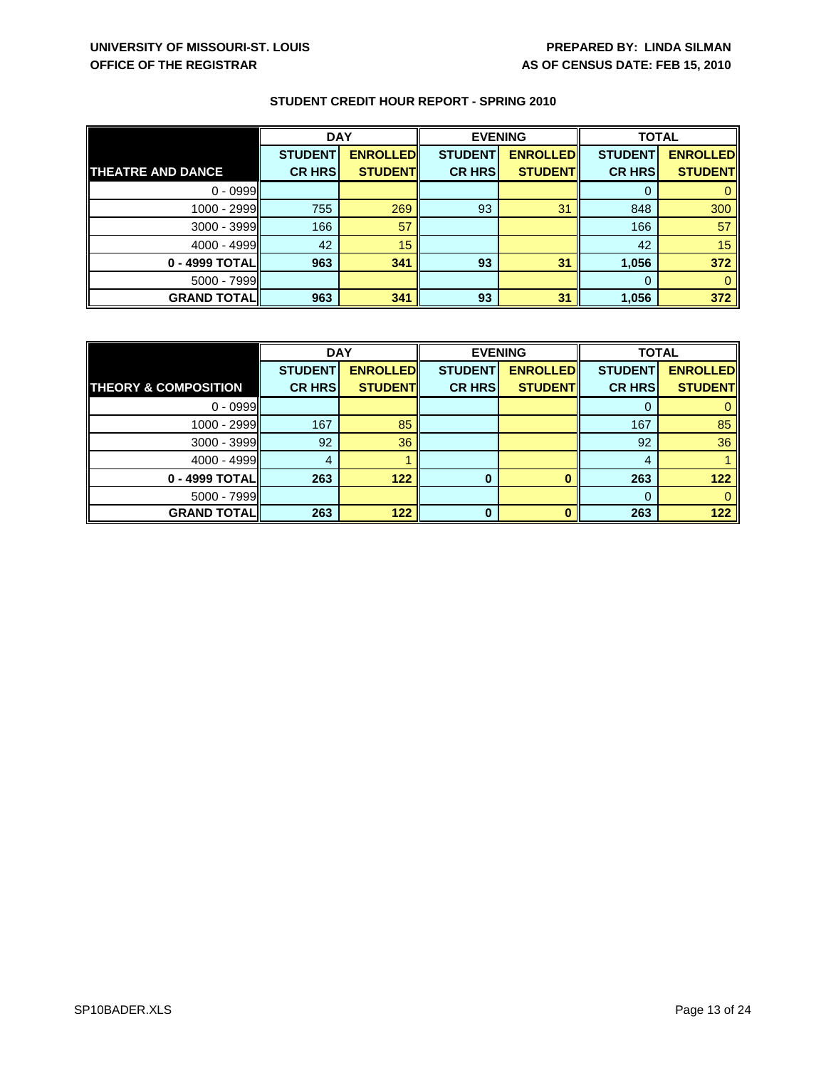**UNIVERSITY OF MISSOURI-ST. LOUIS**
**OFFICE OF THE REGISTRAR**

**PREPARED BY: LINDA SILMAN**
**AS OF CENSUS DATE: FEB 15, 2010**

## STUDENT CREDIT HOUR REPORT - SPRING 2010

| | DAY | | EVENING | | TOTAL | |
|---|---|---|---|---|---|---|
| **THEATRE AND DANCE** | **STUDENT CR HRS** | **ENROLLED STUDENT** | **STUDENT CR HRS** | **ENROLLED STUDENT** | **STUDENT CR HRS** | **ENROLLED STUDENT** |
| 0 - 0999 | | | | | 0 | 0 |
| 1000 - 2999 | 755 | 269 | 93 | 31 | 848 | 300 |
| 3000 - 3999 | 166 | 57 | | | 166 | 57 |
| 4000 - 4999 | 42 | 15 | | | 42 | 15 |
| **0 - 4999 TOTAL** | **963** | **341** | **93** | **31** | **1,056** | **372** |
| 5000 - 7999 | | | | | 0 | 0 |
| **GRAND TOTAL** | **963** | **341** | **93** | **31** | **1,056** | **372** |

| | DAY | | EVENING | | TOTAL | |
|---|---|---|---|---|---|---|
| **THEORY & COMPOSITION** | **STUDENT CR HRS** | **ENROLLED STUDENT** | **STUDENT CR HRS** | **ENROLLED STUDENT** | **STUDENT CR HRS** | **ENROLLED STUDENT** |
| 0 - 0999 | | | | | 0 | 0 |
| 1000 - 2999 | 167 | 85 | | | 167 | 85 |
| 3000 - 3999 | 92 | 36 | | | 92 | 36 |
| 4000 - 4999 | 4 | 1 | | | 4 | 1 |
| **0 - 4999 TOTAL** | **263** | **122** | **0** | **0** | **263** | **122** |
| 5000 - 7999 | | | | | 0 | 0 |
| **GRAND TOTAL** | **263** | **122** | **0** | **0** | **263** | **122** |

SP10BADER.XLS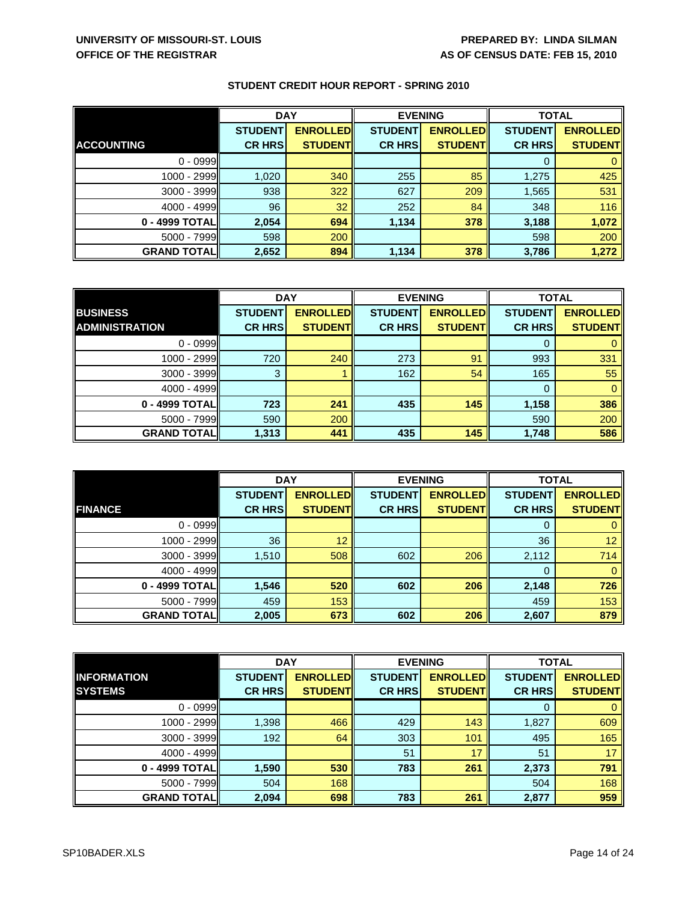UNIVERSITY OF MISSOURI-ST. LOUIS
OFFICE OF THE REGISTRAR

PREPARED BY: LINDA SILMAN
AS OF CENSUS DATE: FEB 15, 2010

## STUDENT CREDIT HOUR REPORT - SPRING 2010

| | DAY | | EVENING | | TOTAL | |
|---|---|---|---|---|---|---|
| **ACCOUNTING** | **STUDENT CR HRS** | **ENROLLED STUDENT** | **STUDENT CR HRS** | **ENROLLED STUDENT** | **STUDENT CR HRS** | **ENROLLED STUDENT** |
| 0 - 0999 | | | | | 0 | 0 |
| 1000 - 2999 | 1,020 | 340 | 255 | 85 | 1,275 | 425 |
| 3000 - 3999 | 938 | 322 | 627 | 209 | 1,565 | 531 |
| 4000 - 4999 | 96 | 32 | 252 | 84 | 348 | 116 |
| **0 - 4999 TOTAL** | **2,054** | **694** | **1,134** | **378** | **3,188** | **1,072** |
| 5000 - 7999 | 598 | 200 | | | 598 | 200 |
| **GRAND TOTAL** | **2,652** | **894** | **1,134** | **378** | **3,786** | **1,272** |

| | DAY | | EVENING | | TOTAL | |
|---|---|---|---|---|---|---|
| **BUSINESS ADMINISTRATION** | **STUDENT CR HRS** | **ENROLLED STUDENT** | **STUDENT CR HRS** | **ENROLLED STUDENT** | **STUDENT CR HRS** | **ENROLLED STUDENT** |
| 0 - 0999 | | | | | 0 | 0 |
| 1000 - 2999 | 720 | 240 | 273 | 91 | 993 | 331 |
| 3000 - 3999 | 3 | 1 | 162 | 54 | 165 | 55 |
| 4000 - 4999 | | | | | 0 | 0 |
| **0 - 4999 TOTAL** | **723** | **241** | **435** | **145** | **1,158** | **386** |
| 5000 - 7999 | 590 | 200 | | | 590 | 200 |
| **GRAND TOTAL** | **1,313** | **441** | **435** | **145** | **1,748** | **586** |

| | DAY | | EVENING | | TOTAL | |
|---|---|---|---|---|---|---|
| **FINANCE** | **STUDENT CR HRS** | **ENROLLED STUDENT** | **STUDENT CR HRS** | **ENROLLED STUDENT** | **STUDENT CR HRS** | **ENROLLED STUDENT** |
| 0 - 0999 | | | | | 0 | 0 |
| 1000 - 2999 | 36 | 12 | | | 36 | 12 |
| 3000 - 3999 | 1,510 | 508 | 602 | 206 | 2,112 | 714 |
| 4000 - 4999 | | | | | 0 | 0 |
| **0 - 4999 TOTAL** | **1,546** | **520** | **602** | **206** | **2,148** | **726** |
| 5000 - 7999 | 459 | 153 | | | 459 | 153 |
| **GRAND TOTAL** | **2,005** | **673** | **602** | **206** | **2,607** | **879** |

| | DAY | | EVENING | | TOTAL | |
|---|---|---|---|---|---|---|
| **INFORMATION SYSTEMS** | **STUDENT CR HRS** | **ENROLLED STUDENT** | **STUDENT CR HRS** | **ENROLLED STUDENT** | **STUDENT CR HRS** | **ENROLLED STUDENT** |
| 0 - 0999 | | | | | 0 | 0 |
| 1000 - 2999 | 1,398 | 466 | 429 | 143 | 1,827 | 609 |
| 3000 - 3999 | 192 | 64 | 303 | 101 | 495 | 165 |
| 4000 - 4999 | | | 51 | 17 | 51 | 17 |
| **0 - 4999 TOTAL** | **1,590** | **530** | **783** | **261** | **2,373** | **791** |
| 5000 - 7999 | 504 | 168 | | | 504 | 168 |
| **GRAND TOTAL** | **2,094** | **698** | **783** | **261** | **2,877** | **959** |

SP10BADER.XLS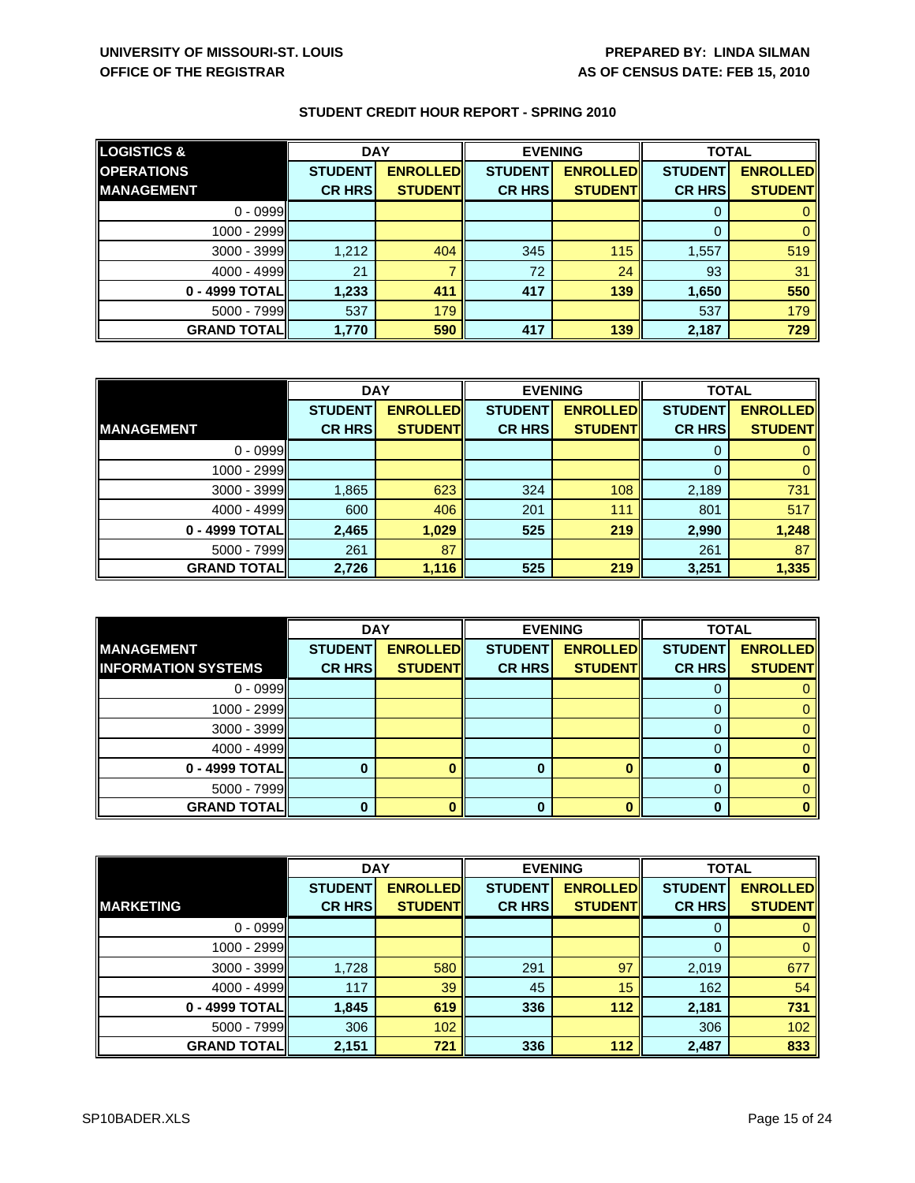UNIVERSITY OF MISSOURI-ST. LOUIS
OFFICE OF THE REGISTRAR

PREPARED BY: LINDA SILMAN
AS OF CENSUS DATE: FEB 15, 2010

## STUDENT CREDIT HOUR REPORT - SPRING 2010

| LOGISTICS & OPERATIONS MANAGEMENT | DAY | | EVENING | | TOTAL | |
|---|---|---|---|---|---|---|
| | STUDENT CR HRS | ENROLLED STUDENT | STUDENT CR HRS | ENROLLED STUDENT | STUDENT CR HRS | ENROLLED STUDENT |
| 0 - 0999 | | | | | 0 | 0 |
| 1000 - 2999 | | | | | 0 | 0 |
| 3000 - 3999 | 1,212 | 404 | 345 | 115 | 1,557 | 519 |
| 4000 - 4999 | 21 | 7 | 72 | 24 | 93 | 31 |
| **0 - 4999 TOTAL** | **1,233** | **411** | **417** | **139** | **1,650** | **550** |
| 5000 - 7999 | 537 | 179 | | | 537 | 179 |
| **GRAND TOTAL** | **1,770** | **590** | **417** | **139** | **2,187** | **729** |

| MANAGEMENT | DAY | | EVENING | | TOTAL | |
|---|---|---|---|---|---|---|
| | STUDENT CR HRS | ENROLLED STUDENT | STUDENT CR HRS | ENROLLED STUDENT | STUDENT CR HRS | ENROLLED STUDENT |
| 0 - 0999 | | | | | 0 | 0 |
| 1000 - 2999 | | | | | 0 | 0 |
| 3000 - 3999 | 1,865 | 623 | 324 | 108 | 2,189 | 731 |
| 4000 - 4999 | 600 | 406 | 201 | 111 | 801 | 517 |
| **0 - 4999 TOTAL** | **2,465** | **1,029** | **525** | **219** | **2,990** | **1,248** |
| 5000 - 7999 | 261 | 87 | | | 261 | 87 |
| **GRAND TOTAL** | **2,726** | **1,116** | **525** | **219** | **3,251** | **1,335** |

| MANAGEMENT INFORMATION SYSTEMS | DAY | | EVENING | | TOTAL | |
|---|---|---|---|---|---|---|
| | STUDENT CR HRS | ENROLLED STUDENT | STUDENT CR HRS | ENROLLED STUDENT | STUDENT CR HRS | ENROLLED STUDENT |
| 0 - 0999 | | | | | 0 | 0 |
| 1000 - 2999 | | | | | 0 | 0 |
| 3000 - 3999 | | | | | 0 | 0 |
| 4000 - 4999 | | | | | 0 | 0 |
| **0 - 4999 TOTAL** | **0** | **0** | **0** | **0** | **0** | **0** |
| 5000 - 7999 | | | | | 0 | 0 |
| **GRAND TOTAL** | **0** | **0** | **0** | **0** | **0** | **0** |

| MARKETING | DAY | | EVENING | | TOTAL | |
|---|---|---|---|---|---|---|
| | STUDENT CR HRS | ENROLLED STUDENT | STUDENT CR HRS | ENROLLED STUDENT | STUDENT CR HRS | ENROLLED STUDENT |
| 0 - 0999 | | | | | 0 | 0 |
| 1000 - 2999 | | | | | 0 | 0 |
| 3000 - 3999 | 1,728 | 580 | 291 | 97 | 2,019 | 677 |
| 4000 - 4999 | 117 | 39 | 45 | 15 | 162 | 54 |
| **0 - 4999 TOTAL** | **1,845** | **619** | **336** | **112** | **2,181** | **731** |
| 5000 - 7999 | 306 | 102 | | | 306 | 102 |
| **GRAND TOTAL** | **2,151** | **721** | **336** | **112** | **2,487** | **833** |

SP10BADER.XLS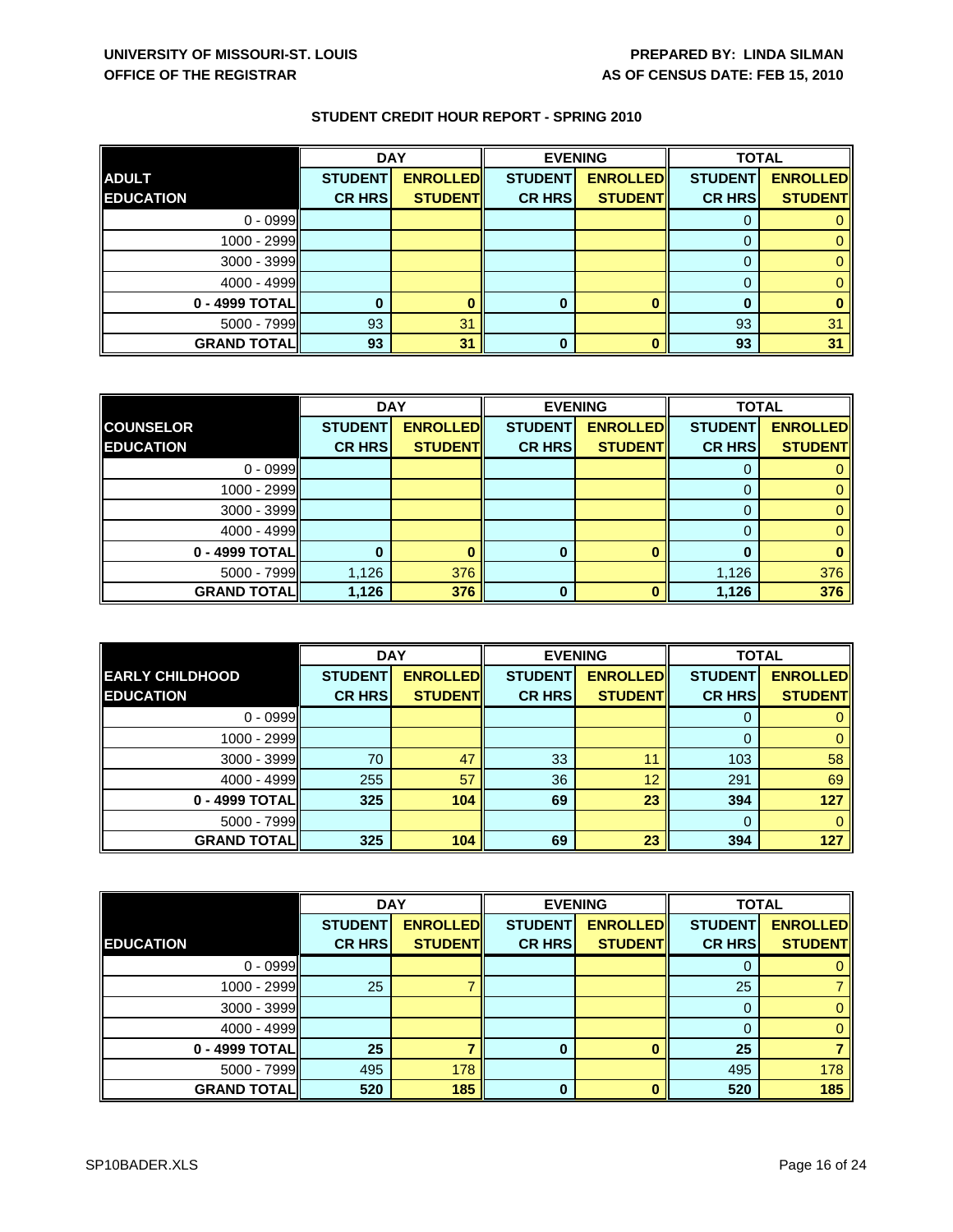UNIVERSITY OF MISSOURI-ST. LOUIS
OFFICE OF THE REGISTRAR

PREPARED BY: LINDA SILMAN
AS OF CENSUS DATE: FEB 15, 2010

## STUDENT CREDIT HOUR REPORT - SPRING 2010

| | DAY | | EVENING | | TOTAL | |
|---|---|---|---|---|---|---|
| **ADULT EDUCATION** | **STUDENT CR HRS** | **ENROLLED STUDENT** | **STUDENT CR HRS** | **ENROLLED STUDENT** | **STUDENT CR HRS** | **ENROLLED STUDENT** |
| 0 - 0999 | | | | | 0 | 0 |
| 1000 - 2999 | | | | | 0 | 0 |
| 3000 - 3999 | | | | | 0 | 0 |
| 4000 - 4999 | | | | | 0 | 0 |
| **0 - 4999 TOTAL** | **0** | **0** | **0** | **0** | **0** | **0** |
| 5000 - 7999 | 93 | 31 | | | 93 | 31 |
| **GRAND TOTAL** | **93** | **31** | **0** | **0** | **93** | **31** |

| | DAY | | EVENING | | TOTAL | |
|---|---|---|---|---|---|---|
| **COUNSELOR EDUCATION** | **STUDENT CR HRS** | **ENROLLED STUDENT** | **STUDENT CR HRS** | **ENROLLED STUDENT** | **STUDENT CR HRS** | **ENROLLED STUDENT** |
| 0 - 0999 | | | | | 0 | 0 |
| 1000 - 2999 | | | | | 0 | 0 |
| 3000 - 3999 | | | | | 0 | 0 |
| 4000 - 4999 | | | | | 0 | 0 |
| **0 - 4999 TOTAL** | **0** | **0** | **0** | **0** | **0** | **0** |
| 5000 - 7999 | 1,126 | 376 | | | 1,126 | 376 |
| **GRAND TOTAL** | **1,126** | **376** | **0** | **0** | **1,126** | **376** |

| | DAY | | EVENING | | TOTAL | |
|---|---|---|---|---|---|---|
| **EARLY CHILDHOOD EDUCATION** | **STUDENT CR HRS** | **ENROLLED STUDENT** | **STUDENT CR HRS** | **ENROLLED STUDENT** | **STUDENT CR HRS** | **ENROLLED STUDENT** |
| 0 - 0999 | | | | | 0 | 0 |
| 1000 - 2999 | | | | | 0 | 0 |
| 3000 - 3999 | 70 | 47 | 33 | 11 | 103 | 58 |
| 4000 - 4999 | 255 | 57 | 36 | 12 | 291 | 69 |
| **0 - 4999 TOTAL** | **325** | **104** | **69** | **23** | **394** | **127** |
| 5000 - 7999 | | | | | 0 | 0 |
| **GRAND TOTAL** | **325** | **104** | **69** | **23** | **394** | **127** |

| | DAY | | EVENING | | TOTAL | |
|---|---|---|---|---|---|---|
| **EDUCATION** | **STUDENT CR HRS** | **ENROLLED STUDENT** | **STUDENT CR HRS** | **ENROLLED STUDENT** | **STUDENT CR HRS** | **ENROLLED STUDENT** |
| 0 - 0999 | | | | | 0 | 0 |
| 1000 - 2999 | 25 | 7 | | | 25 | 7 |
| 3000 - 3999 | | | | | 0 | 0 |
| 4000 - 4999 | | | | | 0 | 0 |
| **0 - 4999 TOTAL** | **25** | **7** | **0** | **0** | **25** | **7** |
| 5000 - 7999 | 495 | 178 | | | 495 | 178 |
| **GRAND TOTAL** | **520** | **185** | **0** | **0** | **520** | **185** |

SP10BADER.XLS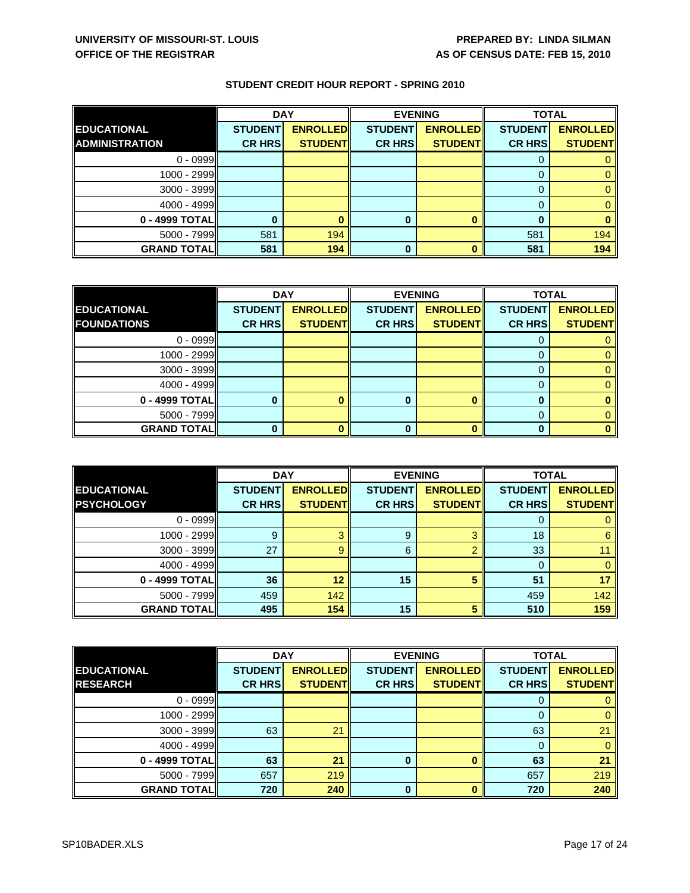**UNIVERSITY OF MISSOURI-ST. LOUIS**
**OFFICE OF THE REGISTRAR**

**PREPARED BY: LINDA SILMAN**
**AS OF CENSUS DATE: FEB 15, 2010**

## STUDENT CREDIT HOUR REPORT - SPRING 2010

| EDUCATIONAL ADMINISTRATION | DAY | | EVENING | | TOTAL | |
|---|---|---|---|---|---|---|
| | STUDENT CR HRS | ENROLLED STUDENT | STUDENT CR HRS | ENROLLED STUDENT | STUDENT CR HRS | ENROLLED STUDENT |
| 0 - 0999 | | | | | 0 | 0 |
| 1000 - 2999 | | | | | 0 | 0 |
| 3000 - 3999 | | | | | 0 | 0 |
| 4000 - 4999 | | | | | 0 | 0 |
| **0 - 4999 TOTAL** | **0** | **0** | **0** | **0** | **0** | **0** |
| 5000 - 7999 | 581 | 194 | | | 581 | 194 |
| **GRAND TOTAL** | **581** | **194** | **0** | **0** | **581** | **194** |

| EDUCATIONAL FOUNDATIONS | DAY | | EVENING | | TOTAL | |
|---|---|---|---|---|---|---|
| | STUDENT CR HRS | ENROLLED STUDENT | STUDENT CR HRS | ENROLLED STUDENT | STUDENT CR HRS | ENROLLED STUDENT |
| 0 - 0999 | | | | | 0 | 0 |
| 1000 - 2999 | | | | | 0 | 0 |
| 3000 - 3999 | | | | | 0 | 0 |
| 4000 - 4999 | | | | | 0 | 0 |
| **0 - 4999 TOTAL** | **0** | **0** | **0** | **0** | **0** | **0** |
| 5000 - 7999 | | | | | 0 | 0 |
| **GRAND TOTAL** | **0** | **0** | **0** | **0** | **0** | **0** |

| EDUCATIONAL PSYCHOLOGY | DAY | | EVENING | | TOTAL | |
|---|---|---|---|---|---|---|
| | STUDENT CR HRS | ENROLLED STUDENT | STUDENT CR HRS | ENROLLED STUDENT | STUDENT CR HRS | ENROLLED STUDENT |
| 0 - 0999 | | | | | 0 | 0 |
| 1000 - 2999 | 9 | 3 | 9 | 3 | 18 | 6 |
| 3000 - 3999 | 27 | 9 | 6 | 2 | 33 | 11 |
| 4000 - 4999 | | | | | 0 | 0 |
| **0 - 4999 TOTAL** | **36** | **12** | **15** | **5** | **51** | **17** |
| 5000 - 7999 | 459 | 142 | | | 459 | 142 |
| **GRAND TOTAL** | **495** | **154** | **15** | **5** | **510** | **159** |

| EDUCATIONAL RESEARCH | DAY | | EVENING | | TOTAL | |
|---|---|---|---|---|---|---|
| | STUDENT CR HRS | ENROLLED STUDENT | STUDENT CR HRS | ENROLLED STUDENT | STUDENT CR HRS | ENROLLED STUDENT |
| 0 - 0999 | | | | | 0 | 0 |
| 1000 - 2999 | | | | | 0 | 0 |
| 3000 - 3999 | 63 | 21 | | | 63 | 21 |
| 4000 - 4999 | | | | | 0 | 0 |
| **0 - 4999 TOTAL** | **63** | **21** | **0** | **0** | **63** | **21** |
| 5000 - 7999 | 657 | 219 | | | 657 | 219 |
| **GRAND TOTAL** | **720** | **240** | **0** | **0** | **720** | **240** |

SP10BADER.XLS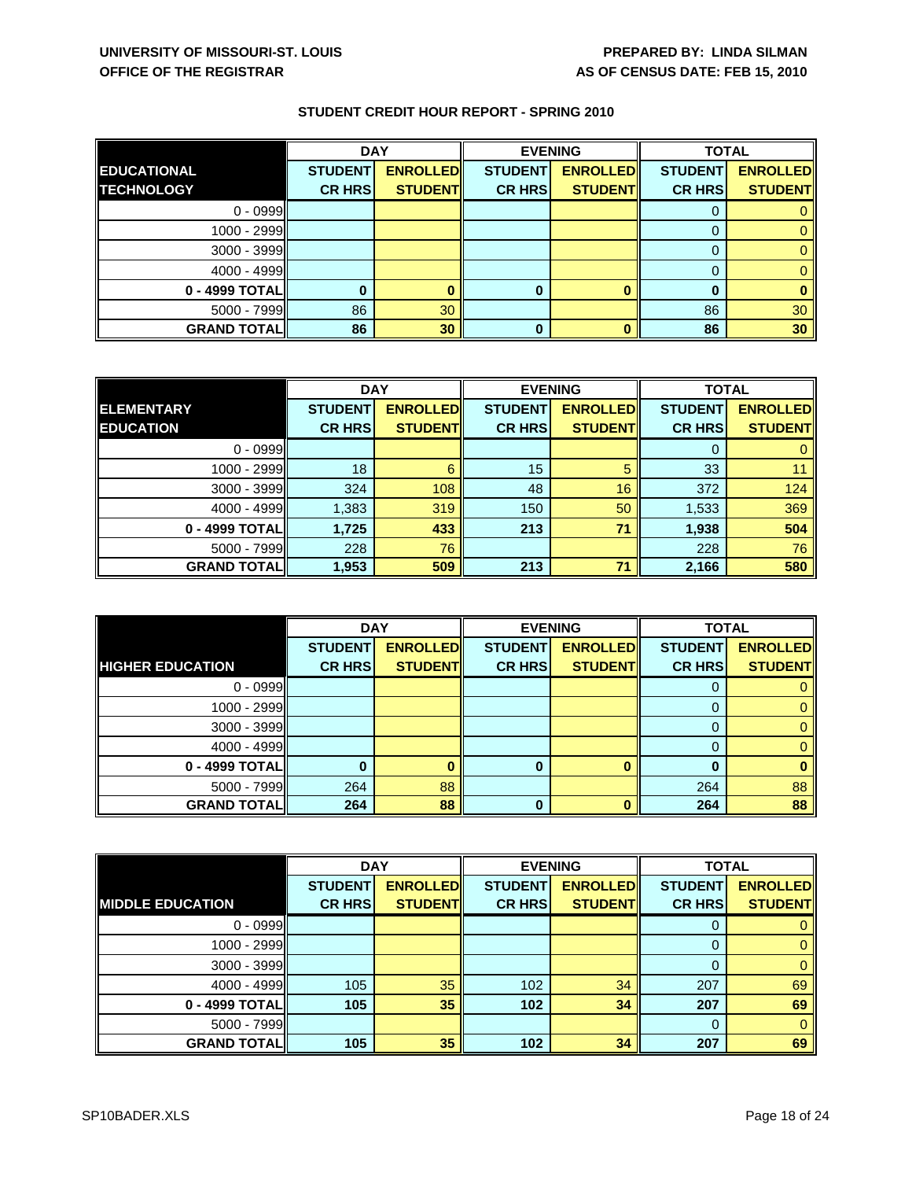UNIVERSITY OF MISSOURI-ST. LOUIS
OFFICE OF THE REGISTRAR

PREPARED BY: LINDA SILMAN
AS OF CENSUS DATE: FEB 15, 2010

## STUDENT CREDIT HOUR REPORT - SPRING 2010

| | DAY | | EVENING | | TOTAL | |
|---|---|---|---|---|---|---|
| **EDUCATIONAL TECHNOLOGY** | **STUDENT CR HRS** | **ENROLLED STUDENT** | **STUDENT CR HRS** | **ENROLLED STUDENT** | **STUDENT CR HRS** | **ENROLLED STUDENT** |
| 0 - 0999 | | | | | 0 | 0 |
| 1000 - 2999 | | | | | 0 | 0 |
| 3000 - 3999 | | | | | 0 | 0 |
| 4000 - 4999 | | | | | 0 | 0 |
| **0 - 4999 TOTAL** | **0** | **0** | **0** | **0** | **0** | **0** |
| 5000 - 7999 | 86 | 30 | | | 86 | 30 |
| **GRAND TOTAL** | **86** | **30** | **0** | **0** | **86** | **30** |

| | DAY | | EVENING | | TOTAL | |
|---|---|---|---|---|---|---|
| **ELEMENTARY EDUCATION** | **STUDENT CR HRS** | **ENROLLED STUDENT** | **STUDENT CR HRS** | **ENROLLED STUDENT** | **STUDENT CR HRS** | **ENROLLED STUDENT** |
| 0 - 0999 | | | | | 0 | 0 |
| 1000 - 2999 | 18 | 6 | 15 | 5 | 33 | 11 |
| 3000 - 3999 | 324 | 108 | 48 | 16 | 372 | 124 |
| 4000 - 4999 | 1,383 | 319 | 150 | 50 | 1,533 | 369 |
| **0 - 4999 TOTAL** | **1,725** | **433** | **213** | **71** | **1,938** | **504** |
| 5000 - 7999 | 228 | 76 | | | 228 | 76 |
| **GRAND TOTAL** | **1,953** | **509** | **213** | **71** | **2,166** | **580** |

| | DAY | | EVENING | | TOTAL | |
|---|---|---|---|---|---|---|
| **HIGHER EDUCATION** | **STUDENT CR HRS** | **ENROLLED STUDENT** | **STUDENT CR HRS** | **ENROLLED STUDENT** | **STUDENT CR HRS** | **ENROLLED STUDENT** |
| 0 - 0999 | | | | | 0 | 0 |
| 1000 - 2999 | | | | | 0 | 0 |
| 3000 - 3999 | | | | | 0 | 0 |
| 4000 - 4999 | | | | | 0 | 0 |
| **0 - 4999 TOTAL** | **0** | **0** | **0** | **0** | **0** | **0** |
| 5000 - 7999 | 264 | 88 | | | 264 | 88 |
| **GRAND TOTAL** | **264** | **88** | **0** | **0** | **264** | **88** |

| | DAY | | EVENING | | TOTAL | |
|---|---|---|---|---|---|---|
| **MIDDLE EDUCATION** | **STUDENT CR HRS** | **ENROLLED STUDENT** | **STUDENT CR HRS** | **ENROLLED STUDENT** | **STUDENT CR HRS** | **ENROLLED STUDENT** |
| 0 - 0999 | | | | | 0 | 0 |
| 1000 - 2999 | | | | | 0 | 0 |
| 3000 - 3999 | | | | | 0 | 0 |
| 4000 - 4999 | 105 | 35 | 102 | 34 | 207 | 69 |
| **0 - 4999 TOTAL** | **105** | **35** | **102** | **34** | **207** | **69** |
| 5000 - 7999 | | | | | 0 | 0 |
| **GRAND TOTAL** | **105** | **35** | **102** | **34** | **207** | **69** |

SP10BADER.XLS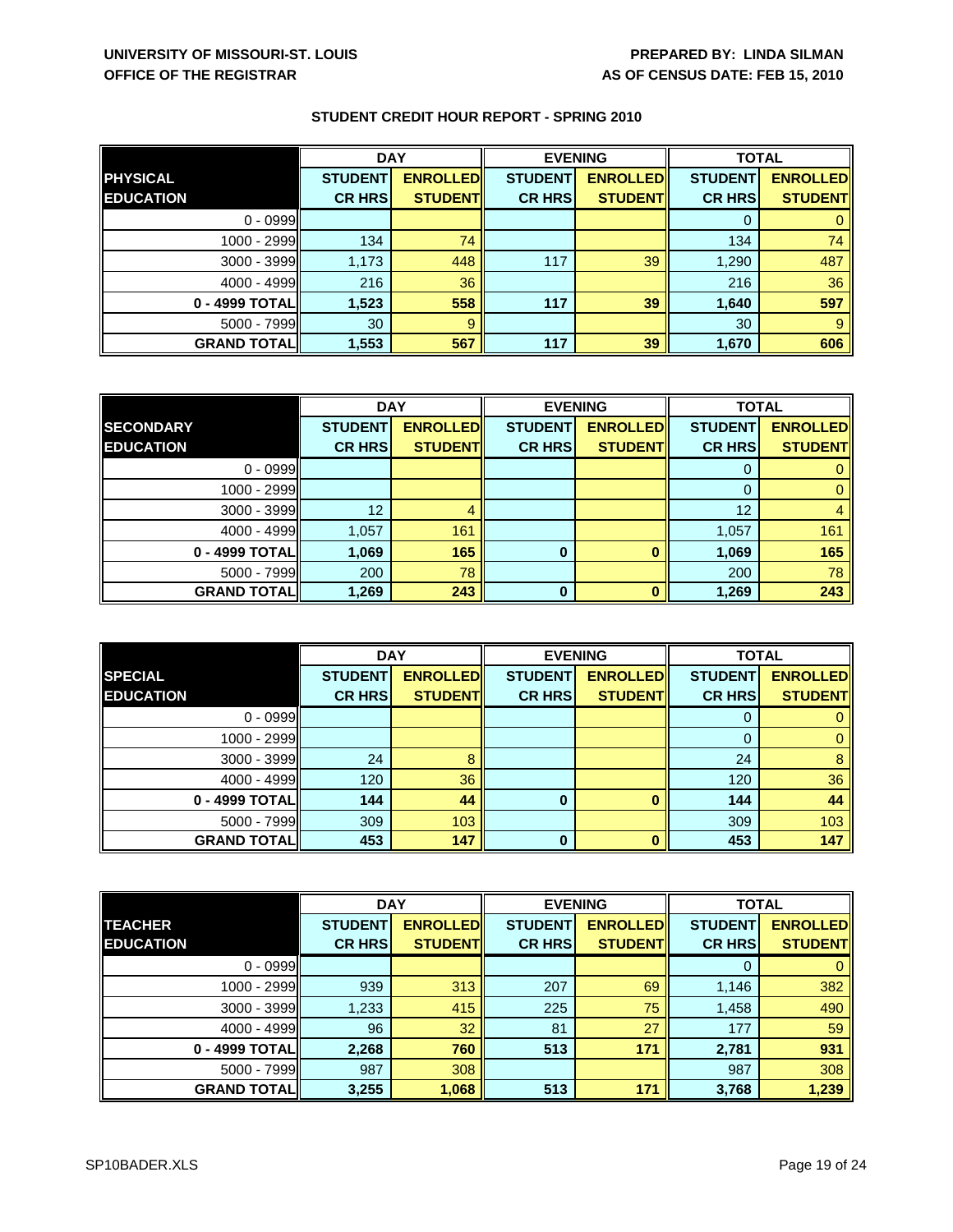**UNIVERSITY OF MISSOURI-ST. LOUIS**
**OFFICE OF THE REGISTRAR**

**PREPARED BY: LINDA SILMAN**
**AS OF CENSUS DATE: FEB 15, 2010**

## STUDENT CREDIT HOUR REPORT - SPRING 2010

| PHYSICAL EDUCATION | DAY | | EVENING | | TOTAL | |
|---|---|---|---|---|---|---|
| | STUDENT CR HRS | ENROLLED STUDENT | STUDENT CR HRS | ENROLLED STUDENT | STUDENT CR HRS | ENROLLED STUDENT |
| 0 - 0999 | | | | | 0 | 0 |
| 1000 - 2999 | 134 | 74 | | | 134 | 74 |
| 3000 - 3999 | 1,173 | 448 | 117 | 39 | 1,290 | 487 |
| 4000 - 4999 | 216 | 36 | | | 216 | 36 |
| **0 - 4999 TOTAL** | **1,523** | **558** | **117** | **39** | **1,640** | **597** |
| 5000 - 7999 | 30 | 9 | | | 30 | 9 |
| **GRAND TOTAL** | **1,553** | **567** | **117** | **39** | **1,670** | **606** |

| SECONDARY EDUCATION | DAY | | EVENING | | TOTAL | |
|---|---|---|---|---|---|---|
| | STUDENT CR HRS | ENROLLED STUDENT | STUDENT CR HRS | ENROLLED STUDENT | STUDENT CR HRS | ENROLLED STUDENT |
| 0 - 0999 | | | | | 0 | 0 |
| 1000 - 2999 | | | | | 0 | 0 |
| 3000 - 3999 | 12 | 4 | | | 12 | 4 |
| 4000 - 4999 | 1,057 | 161 | | | 1,057 | 161 |
| **0 - 4999 TOTAL** | **1,069** | **165** | **0** | **0** | **1,069** | **165** |
| 5000 - 7999 | 200 | 78 | | | 200 | 78 |
| **GRAND TOTAL** | **1,269** | **243** | **0** | **0** | **1,269** | **243** |

| SPECIAL EDUCATION | DAY | | EVENING | | TOTAL | |
|---|---|---|---|---|---|---|
| | STUDENT CR HRS | ENROLLED STUDENT | STUDENT CR HRS | ENROLLED STUDENT | STUDENT CR HRS | ENROLLED STUDENT |
| 0 - 0999 | | | | | 0 | 0 |
| 1000 - 2999 | | | | | 0 | 0 |
| 3000 - 3999 | 24 | 8 | | | 24 | 8 |
| 4000 - 4999 | 120 | 36 | | | 120 | 36 |
| **0 - 4999 TOTAL** | **144** | **44** | **0** | **0** | **144** | **44** |
| 5000 - 7999 | 309 | 103 | | | 309 | 103 |
| **GRAND TOTAL** | **453** | **147** | **0** | **0** | **453** | **147** |

| TEACHER EDUCATION | DAY | | EVENING | | TOTAL | |
|---|---|---|---|---|---|---|
| | STUDENT CR HRS | ENROLLED STUDENT | STUDENT CR HRS | ENROLLED STUDENT | STUDENT CR HRS | ENROLLED STUDENT |
| 0 - 0999 | | | | | 0 | 0 |
| 1000 - 2999 | 939 | 313 | 207 | 69 | 1,146 | 382 |
| 3000 - 3999 | 1,233 | 415 | 225 | 75 | 1,458 | 490 |
| 4000 - 4999 | 96 | 32 | 81 | 27 | 177 | 59 |
| **0 - 4999 TOTAL** | **2,268** | **760** | **513** | **171** | **2,781** | **931** |
| 5000 - 7999 | 987 | 308 | | | 987 | 308 |
| **GRAND TOTAL** | **3,255** | **1,068** | **513** | **171** | **3,768** | **1,239** |

SP10BADER.XLS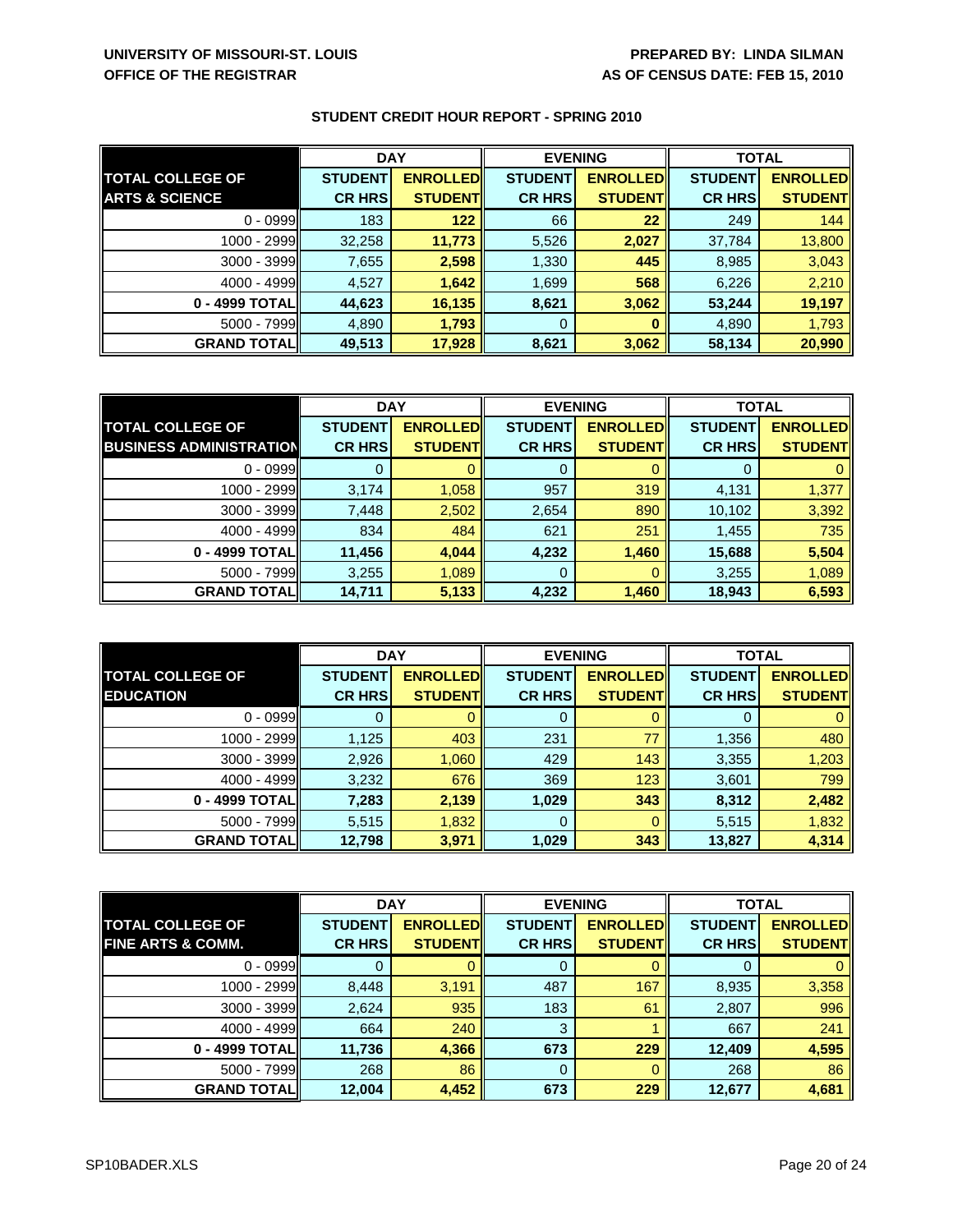**UNIVERSITY OF MISSOURI-ST. LOUIS**
**OFFICE OF THE REGISTRAR**

**PREPARED BY: LINDA SILMAN**
**AS OF CENSUS DATE: FEB 15, 2010**

## STUDENT CREDIT HOUR REPORT - SPRING 2010

| | DAY | | EVENING | | TOTAL | |
|---|---|---|---|---|---|---|
| **TOTAL COLLEGE OF ARTS & SCIENCE** | **STUDENT CR HRS** | **ENROLLED STUDENT** | **STUDENT CR HRS** | **ENROLLED STUDENT** | **STUDENT CR HRS** | **ENROLLED STUDENT** |
| 0 - 0999 | 183 | 122 | 66 | 22 | 249 | 144 |
| 1000 - 2999 | 32,258 | 11,773 | 5,526 | 2,027 | 37,784 | 13,800 |
| 3000 - 3999 | 7,655 | 2,598 | 1,330 | 445 | 8,985 | 3,043 |
| 4000 - 4999 | 4,527 | 1,642 | 1,699 | 568 | 6,226 | 2,210 |
| **0 - 4999 TOTAL** | **44,623** | **16,135** | **8,621** | **3,062** | **53,244** | **19,197** |
| 5000 - 7999 | 4,890 | 1,793 | 0 | 0 | 4,890 | 1,793 |
| **GRAND TOTAL** | **49,513** | **17,928** | **8,621** | **3,062** | **58,134** | **20,990** |

| | DAY | | EVENING | | TOTAL | |
|---|---|---|---|---|---|---|
| **TOTAL COLLEGE OF BUSINESS ADMINISTRATION** | **STUDENT CR HRS** | **ENROLLED STUDENT** | **STUDENT CR HRS** | **ENROLLED STUDENT** | **STUDENT CR HRS** | **ENROLLED STUDENT** |
| 0 - 0999 | 0 | 0 | 0 | 0 | 0 | 0 |
| 1000 - 2999 | 3,174 | 1,058 | 957 | 319 | 4,131 | 1,377 |
| 3000 - 3999 | 7,448 | 2,502 | 2,654 | 890 | 10,102 | 3,392 |
| 4000 - 4999 | 834 | 484 | 621 | 251 | 1,455 | 735 |
| **0 - 4999 TOTAL** | **11,456** | **4,044** | **4,232** | **1,460** | **15,688** | **5,504** |
| 5000 - 7999 | 3,255 | 1,089 | 0 | 0 | 3,255 | 1,089 |
| **GRAND TOTAL** | **14,711** | **5,133** | **4,232** | **1,460** | **18,943** | **6,593** |

| | DAY | | EVENING | | TOTAL | |
|---|---|---|---|---|---|---|
| **TOTAL COLLEGE OF EDUCATION** | **STUDENT CR HRS** | **ENROLLED STUDENT** | **STUDENT CR HRS** | **ENROLLED STUDENT** | **STUDENT CR HRS** | **ENROLLED STUDENT** |
| 0 - 0999 | 0 | 0 | 0 | 0 | 0 | 0 |
| 1000 - 2999 | 1,125 | 403 | 231 | 77 | 1,356 | 480 |
| 3000 - 3999 | 2,926 | 1,060 | 429 | 143 | 3,355 | 1,203 |
| 4000 - 4999 | 3,232 | 676 | 369 | 123 | 3,601 | 799 |
| **0 - 4999 TOTAL** | **7,283** | **2,139** | **1,029** | **343** | **8,312** | **2,482** |
| 5000 - 7999 | 5,515 | 1,832 | 0 | 0 | 5,515 | 1,832 |
| **GRAND TOTAL** | **12,798** | **3,971** | **1,029** | **343** | **13,827** | **4,314** |

| | DAY | | EVENING | | TOTAL | |
|---|---|---|---|---|---|---|
| **TOTAL COLLEGE OF FINE ARTS & COMM.** | **STUDENT CR HRS** | **ENROLLED STUDENT** | **STUDENT CR HRS** | **ENROLLED STUDENT** | **STUDENT CR HRS** | **ENROLLED STUDENT** |
| 0 - 0999 | 0 | 0 | 0 | 0 | 0 | 0 |
| 1000 - 2999 | 8,448 | 3,191 | 487 | 167 | 8,935 | 3,358 |
| 3000 - 3999 | 2,624 | 935 | 183 | 61 | 2,807 | 996 |
| 4000 - 4999 | 664 | 240 | 3 | 1 | 667 | 241 |
| **0 - 4999 TOTAL** | **11,736** | **4,366** | **673** | **229** | **12,409** | **4,595** |
| 5000 - 7999 | 268 | 86 | 0 | 0 | 268 | 86 |
| **GRAND TOTAL** | **12,004** | **4,452** | **673** | **229** | **12,677** | **4,681** |

SP10BADER.XLS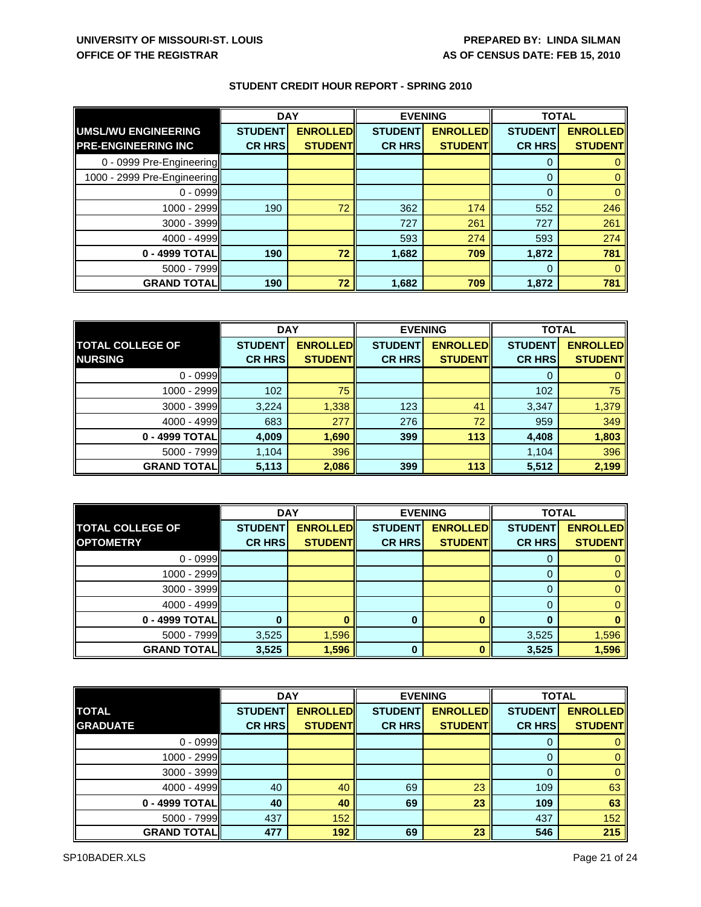UNIVERSITY OF MISSOURI-ST. LOUIS
OFFICE OF THE REGISTRAR

PREPARED BY: LINDA SILMAN
AS OF CENSUS DATE: FEB 15, 2010

## STUDENT CREDIT HOUR REPORT - SPRING 2010

| UMSL/WU ENGINEERING PRE-ENGINEERING INC | DAY | | EVENING | | TOTAL | |
|---|---|---|---|---|---|---|
| | STUDENT CR HRS | ENROLLED STUDENT | STUDENT CR HRS | ENROLLED STUDENT | STUDENT CR HRS | ENROLLED STUDENT |
| 0 - 0999 Pre-Engineering | | | | | 0 | 0 |
| 1000 - 2999 Pre-Engineering | | | | | 0 | 0 |
| 0 - 0999 | | | | | 0 | 0 |
| 1000 - 2999 | 190 | 72 | 362 | 174 | 552 | 246 |
| 3000 - 3999 | | | 727 | 261 | 727 | 261 |
| 4000 - 4999 | | | 593 | 274 | 593 | 274 |
| **0 - 4999 TOTAL** | **190** | **72** | **1,682** | **709** | **1,872** | **781** |
| 5000 - 7999 | | | | | 0 | 0 |
| **GRAND TOTAL** | **190** | **72** | **1,682** | **709** | **1,872** | **781** |

| TOTAL COLLEGE OF NURSING | DAY | | EVENING | | TOTAL | |
|---|---|---|---|---|---|---|
| | STUDENT CR HRS | ENROLLED STUDENT | STUDENT CR HRS | ENROLLED STUDENT | STUDENT CR HRS | ENROLLED STUDENT |
| 0 - 0999 | | | | | 0 | 0 |
| 1000 - 2999 | 102 | 75 | | | 102 | 75 |
| 3000 - 3999 | 3,224 | 1,338 | 123 | 41 | 3,347 | 1,379 |
| 4000 - 4999 | 683 | 277 | 276 | 72 | 959 | 349 |
| **0 - 4999 TOTAL** | **4,009** | **1,690** | **399** | **113** | **4,408** | **1,803** |
| 5000 - 7999 | 1,104 | 396 | | | 1,104 | 396 |
| **GRAND TOTAL** | **5,113** | **2,086** | **399** | **113** | **5,512** | **2,199** |

| TOTAL COLLEGE OF OPTOMETRY | DAY | | EVENING | | TOTAL | |
|---|---|---|---|---|---|---|
| | STUDENT CR HRS | ENROLLED STUDENT | STUDENT CR HRS | ENROLLED STUDENT | STUDENT CR HRS | ENROLLED STUDENT |
| 0 - 0999 | | | | | 0 | 0 |
| 1000 - 2999 | | | | | 0 | 0 |
| 3000 - 3999 | | | | | 0 | 0 |
| 4000 - 4999 | | | | | 0 | 0 |
| **0 - 4999 TOTAL** | **0** | **0** | **0** | **0** | **0** | **0** |
| 5000 - 7999 | 3,525 | 1,596 | | | 3,525 | 1,596 |
| **GRAND TOTAL** | **3,525** | **1,596** | **0** | **0** | **3,525** | **1,596** |

| TOTAL GRADUATE | DAY | | EVENING | | TOTAL | |
|---|---|---|---|---|---|---|
| | STUDENT CR HRS | ENROLLED STUDENT | STUDENT CR HRS | ENROLLED STUDENT | STUDENT CR HRS | ENROLLED STUDENT |
| 0 - 0999 | | | | | 0 | 0 |
| 1000 - 2999 | | | | | 0 | 0 |
| 3000 - 3999 | | | | | 0 | 0 |
| 4000 - 4999 | 40 | 40 | 69 | 23 | 109 | 63 |
| **0 - 4999 TOTAL** | **40** | **40** | **69** | **23** | **109** | **63** |
| 5000 - 7999 | 437 | 152 | | | 437 | 152 |
| **GRAND TOTAL** | **477** | **192** | **69** | **23** | **546** | **215** |

SP10BADER.XLS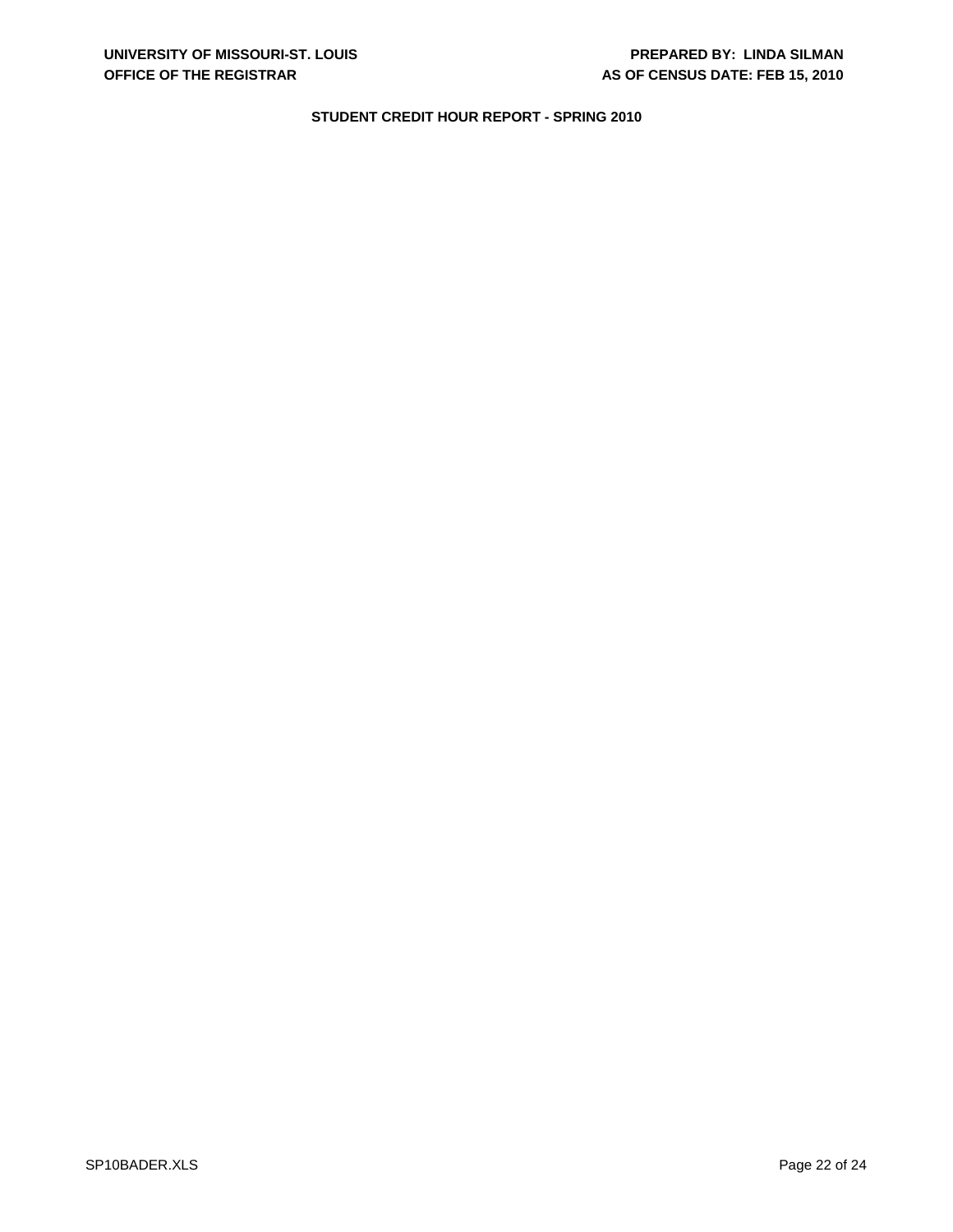**STUDENT CREDIT HOUR REPORT - SPRING 2010**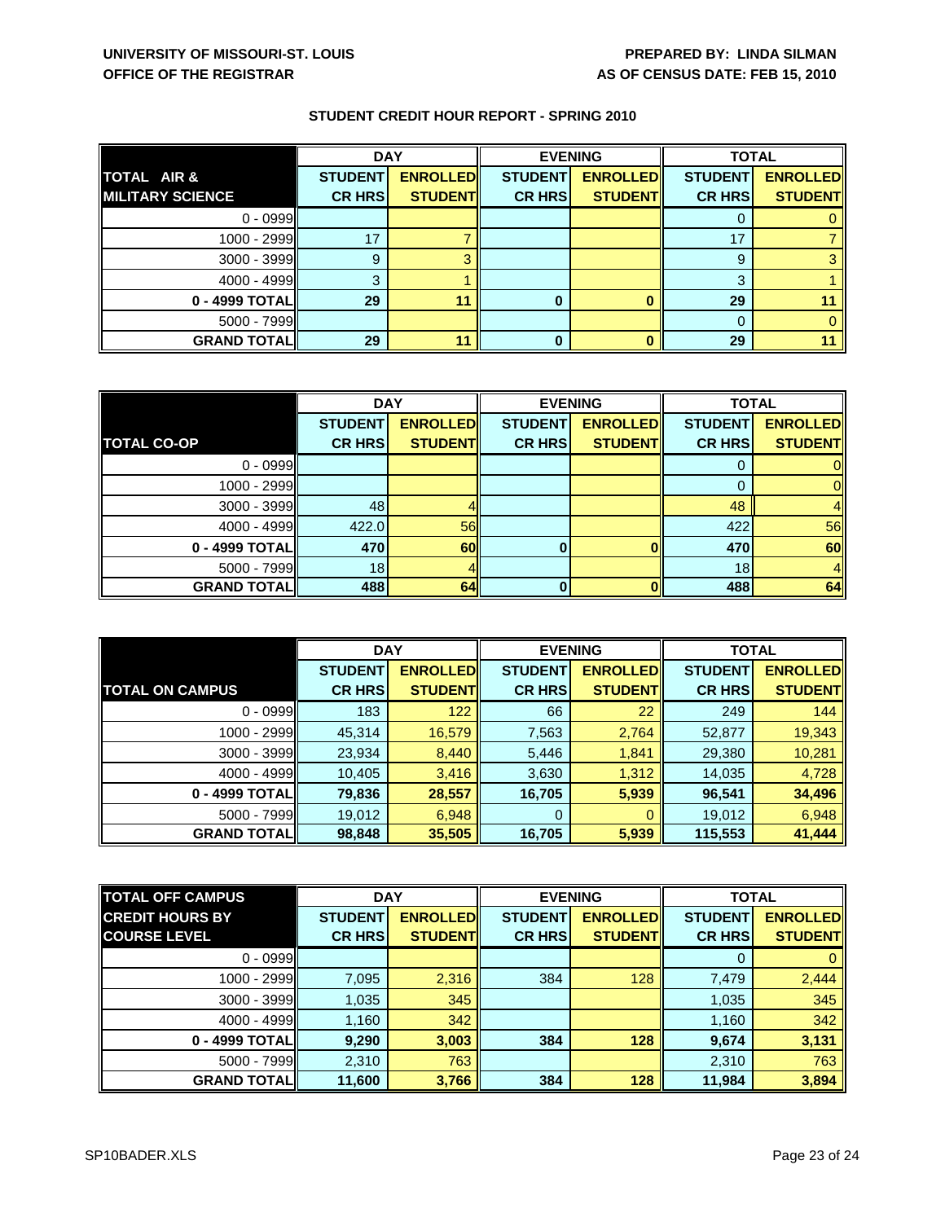UNIVERSITY OF MISSOURI-ST. LOUIS
OFFICE OF THE REGISTRAR

PREPARED BY: LINDA SILMAN
AS OF CENSUS DATE: FEB 15, 2010

## STUDENT CREDIT HOUR REPORT - SPRING 2010

| TOTAL AIR & MILITARY SCIENCE | DAY | | EVENING | | TOTAL | |
|---|---|---|---|---|---|---|
| | STUDENT CR HRS | ENROLLED STUDENT | STUDENT CR HRS | ENROLLED STUDENT | STUDENT CR HRS | ENROLLED STUDENT |
| 0 - 0999 | | | | | 0 | 0 |
| 1000 - 2999 | 17 | 7 | | | 17 | 7 |
| 3000 - 3999 | 9 | 3 | | | 9 | 3 |
| 4000 - 4999 | 3 | 1 | | | 3 | 1 |
| **0 - 4999 TOTAL** | **29** | **11** | **0** | **0** | **29** | **11** |
| 5000 - 7999 | | | | | 0 | 0 |
| **GRAND TOTAL** | **29** | **11** | **0** | **0** | **29** | **11** |

| TOTAL CO-OP | DAY | | EVENING | | TOTAL | |
|---|---|---|---|---|---|---|
| | STUDENT CR HRS | ENROLLED STUDENT | STUDENT CR HRS | ENROLLED STUDENT | STUDENT CR HRS | ENROLLED STUDENT |
| 0 - 0999 | | | | | 0 | 0 |
| 1000 - 2999 | | | | | 0 | 0 |
| 3000 - 3999 | 48 | 4 | | | 48 | 4 |
| 4000 - 4999 | 422.0 | 56 | | | 422 | 56 |
| **0 - 4999 TOTAL** | **470** | **60** | **0** | **0** | **470** | **60** |
| 5000 - 7999 | 18 | 4 | | | 18 | 4 |
| **GRAND TOTAL** | **488** | **64** | **0** | **0** | **488** | **64** |

| TOTAL ON CAMPUS | DAY | | EVENING | | TOTAL | |
|---|---|---|---|---|---|---|
| | STUDENT CR HRS | ENROLLED STUDENT | STUDENT CR HRS | ENROLLED STUDENT | STUDENT CR HRS | ENROLLED STUDENT |
| 0 - 0999 | 183 | 122 | 66 | 22 | 249 | 144 |
| 1000 - 2999 | 45,314 | 16,579 | 7,563 | 2,764 | 52,877 | 19,343 |
| 3000 - 3999 | 23,934 | 8,440 | 5,446 | 1,841 | 29,380 | 10,281 |
| 4000 - 4999 | 10,405 | 3,416 | 3,630 | 1,312 | 14,035 | 4,728 |
| **0 - 4999 TOTAL** | **79,836** | **28,557** | **16,705** | **5,939** | **96,541** | **34,496** |
| 5000 - 7999 | 19,012 | 6,948 | 0 | 0 | 19,012 | 6,948 |
| **GRAND TOTAL** | **98,848** | **35,505** | **16,705** | **5,939** | **115,553** | **41,444** |

| TOTAL OFF CAMPUS CREDIT HOURS BY COURSE LEVEL | DAY | | EVENING | | TOTAL | |
|---|---|---|---|---|---|---|
| | STUDENT CR HRS | ENROLLED STUDENT | STUDENT CR HRS | ENROLLED STUDENT | STUDENT CR HRS | ENROLLED STUDENT |
| 0 - 0999 | | | | | 0 | 0 |
| 1000 - 2999 | 7,095 | 2,316 | 384 | 128 | 7,479 | 2,444 |
| 3000 - 3999 | 1,035 | 345 | | | 1,035 | 345 |
| 4000 - 4999 | 1,160 | 342 | | | 1,160 | 342 |
| **0 - 4999 TOTAL** | **9,290** | **3,003** | **384** | **128** | **9,674** | **3,131** |
| 5000 - 7999 | 2,310 | 763 | | | 2,310 | 763 |
| **GRAND TOTAL** | **11,600** | **3,766** | **384** | **128** | **11,984** | **3,894** |

SP10BADER.XLS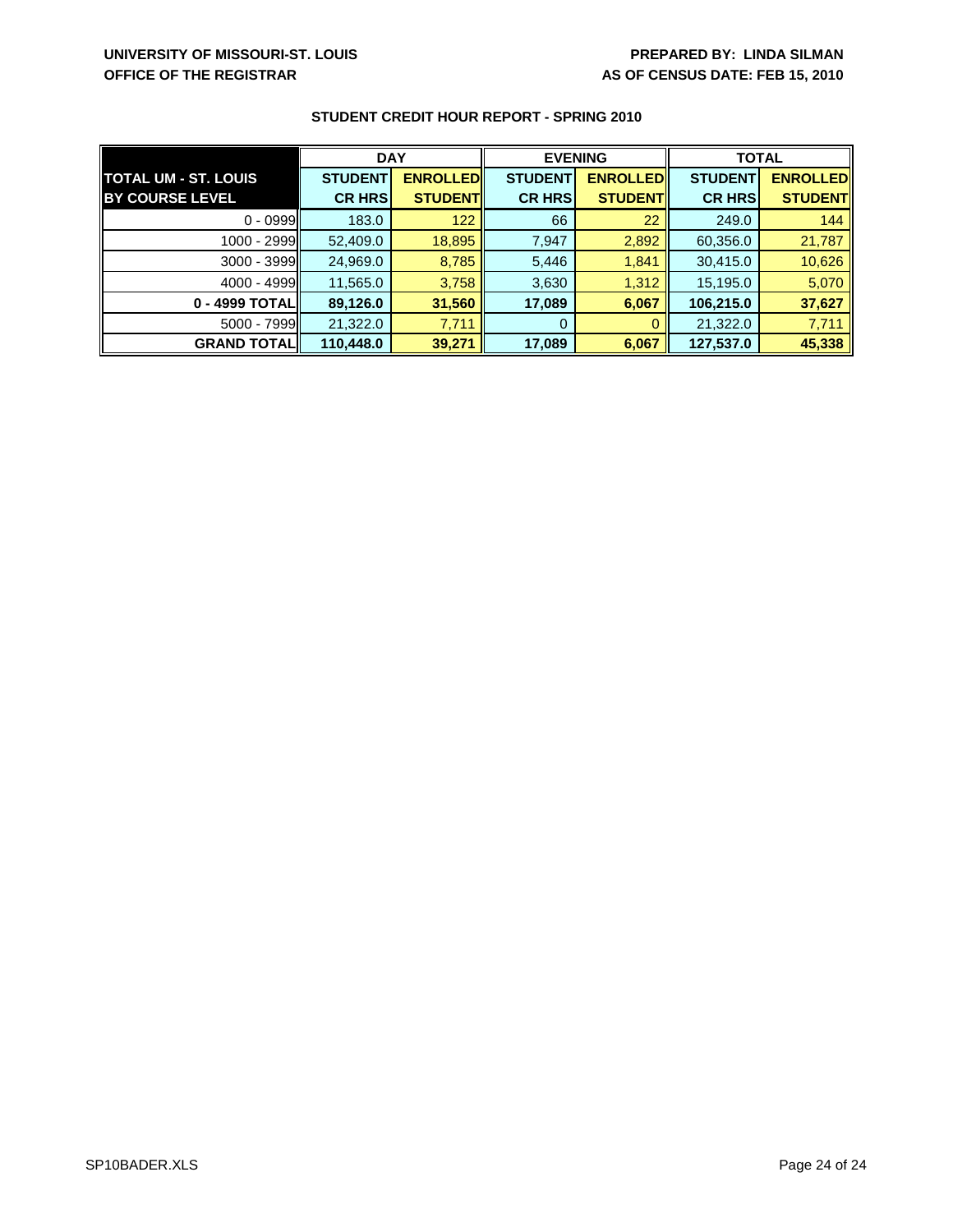**UNIVERSITY OF MISSOURI-ST. LOUIS**
**OFFICE OF THE REGISTRAR**

**PREPARED BY: LINDA SILMAN**
**AS OF CENSUS DATE: FEB 15, 2010**

## STUDENT CREDIT HOUR REPORT - SPRING 2010

| | DAY | | EVENING | | TOTAL | |
|---|---|---|---|---|---|---|
| **TOTAL UM - ST. LOUIS BY COURSE LEVEL** | **STUDENT CR HRS** | **ENROLLED STUDENT** | **STUDENT CR HRS** | **ENROLLED STUDENT** | **STUDENT CR HRS** | **ENROLLED STUDENT** |
| 0 - 0999 | 183.0 | 122 | 66 | 22 | 249.0 | 144 |
| 1000 - 2999 | 52,409.0 | 18,895 | 7,947 | 2,892 | 60,356.0 | 21,787 |
| 3000 - 3999 | 24,969.0 | 8,785 | 5,446 | 1,841 | 30,415.0 | 10,626 |
| 4000 - 4999 | 11,565.0 | 3,758 | 3,630 | 1,312 | 15,195.0 | 5,070 |
| **0 - 4999 TOTAL** | **89,126.0** | **31,560** | **17,089** | **6,067** | **106,215.0** | **37,627** |
| 5000 - 7999 | 21,322.0 | 7,711 | 0 | 0 | 21,322.0 | 7,711 |
| **GRAND TOTAL** | **110,448.0** | **39,271** | **17,089** | **6,067** | **127,537.0** | **45,338** |

SP10BADER.XLS